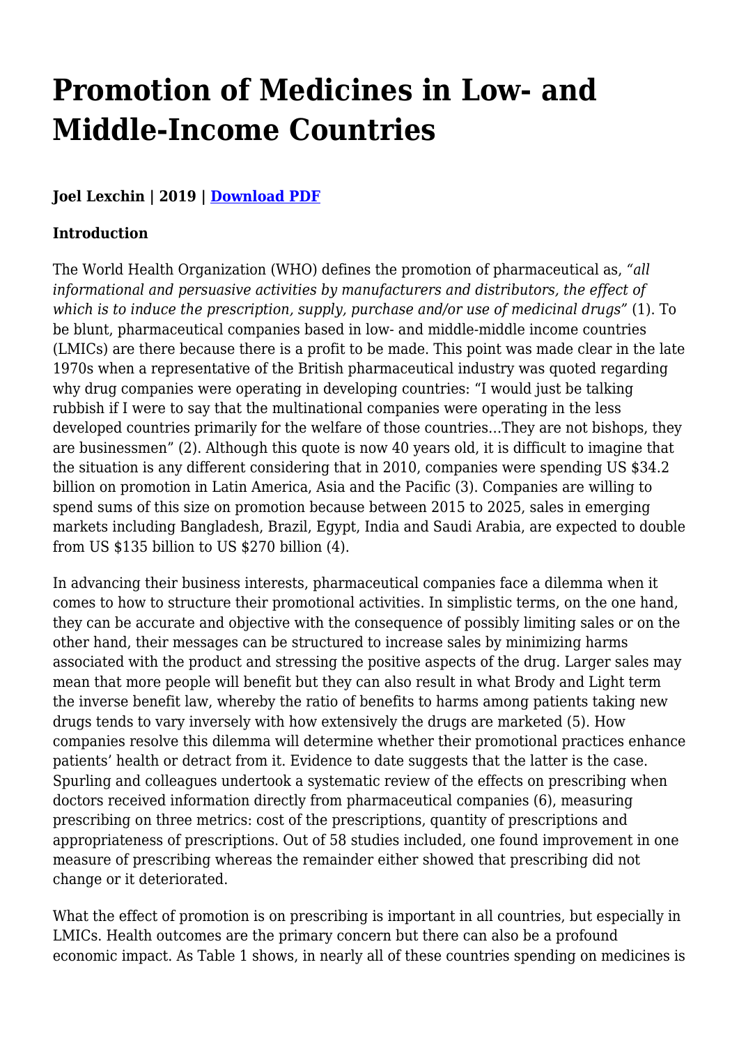# Promotion of Medicines in Low- and Middle-Income Countries

**Joel Lexchin | 2019 | [Download PDF]**

**Introduction**

The World Health Organization (WHO) defines the promotion of pharmaceutical as, *"all informational and persuasive activities by manufacturers and distributors, the effect of which is to induce the prescription, supply, purchase and/or use of medicinal drugs"* (1). To be blunt, pharmaceutical companies based in low- and middle-middle income countries (LMICs) are there because there is a profit to be made. This point was made clear in the late 1970s when a representative of the British pharmaceutical industry was quoted regarding why drug companies were operating in developing countries: "I would just be talking rubbish if I were to say that the multinational companies were operating in the less developed countries primarily for the welfare of those countries…They are not bishops, they are businessmen" (2). Although this quote is now 40 years old, it is difficult to imagine that the situation is any different considering that in 2010, companies were spending US $34.2 billion on promotion in Latin America, Asia and the Pacific (3). Companies are willing to spend sums of this size on promotion because between 2015 to 2025, sales in emerging markets including Bangladesh, Brazil, Egypt, India and Saudi Arabia, are expected to double from US $135 billion to US $270 billion (4).

In advancing their business interests, pharmaceutical companies face a dilemma when it comes to how to structure their promotional activities. In simplistic terms, on the one hand, they can be accurate and objective with the consequence of possibly limiting sales or on the other hand, their messages can be structured to increase sales by minimizing harms associated with the product and stressing the positive aspects of the drug. Larger sales may mean that more people will benefit but they can also result in what Brody and Light term the inverse benefit law, whereby the ratio of benefits to harms among patients taking new drugs tends to vary inversely with how extensively the drugs are marketed (5). How companies resolve this dilemma will determine whether their promotional practices enhance patients' health or detract from it. Evidence to date suggests that the latter is the case. Spurling and colleagues undertook a systematic review of the effects on prescribing when doctors received information directly from pharmaceutical companies (6), measuring prescribing on three metrics: cost of the prescriptions, quantity of prescriptions and appropriateness of prescriptions. Out of 58 studies included, one found improvement in one measure of prescribing whereas the remainder either showed that prescribing did not change or it deteriorated.

What the effect of promotion is on prescribing is important in all countries, but especially in LMICs. Health outcomes are the primary concern but there can also be a profound economic impact. As Table 1 shows, in nearly all of these countries spending on medicines is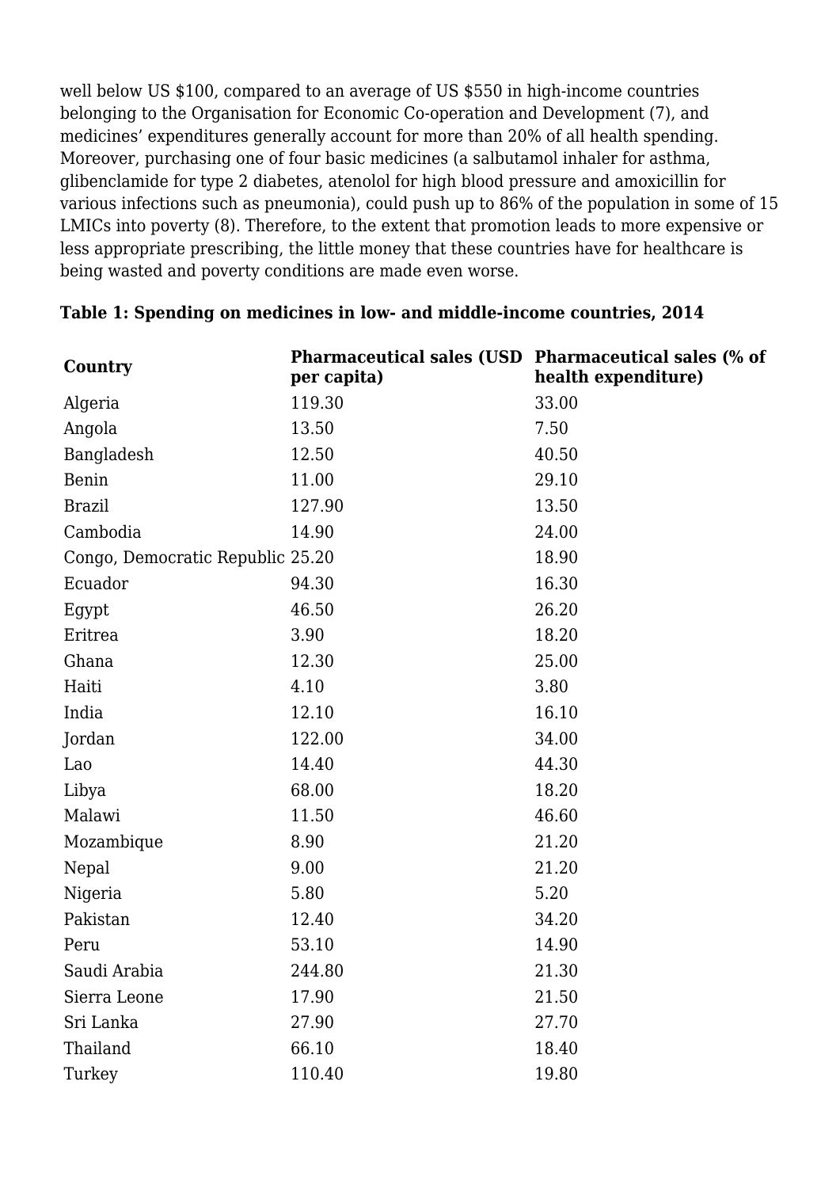well below US $100, compared to an average of US $550 in high-income countries belonging to the Organisation for Economic Co-operation and Development (7), and medicines' expenditures generally account for more than 20% of all health spending. Moreover, purchasing one of four basic medicines (a salbutamol inhaler for asthma, glibenclamide for type 2 diabetes, atenolol for high blood pressure and amoxicillin for various infections such as pneumonia), could push up to 86% of the population in some of 15 LMICs into poverty (8). Therefore, to the extent that promotion leads to more expensive or less appropriate prescribing, the little money that these countries have for healthcare is being wasted and poverty conditions are made even worse.

**Table 1: Spending on medicines in low- and middle-income countries, 2014**

| Country | Pharmaceutical sales (USD per capita) | Pharmaceutical sales (% of health expenditure) |
|---|---|---|
| Algeria | 119.30 | 33.00 |
| Angola | 13.50 | 7.50 |
| Bangladesh | 12.50 | 40.50 |
| Benin | 11.00 | 29.10 |
| Brazil | 127.90 | 13.50 |
| Cambodia | 14.90 | 24.00 |
| Congo, Democratic Republic | 25.20 | 18.90 |
| Ecuador | 94.30 | 16.30 |
| Egypt | 46.50 | 26.20 |
| Eritrea | 3.90 | 18.20 |
| Ghana | 12.30 | 25.00 |
| Haiti | 4.10 | 3.80 |
| India | 12.10 | 16.10 |
| Jordan | 122.00 | 34.00 |
| Lao | 14.40 | 44.30 |
| Libya | 68.00 | 18.20 |
| Malawi | 11.50 | 46.60 |
| Mozambique | 8.90 | 21.20 |
| Nepal | 9.00 | 21.20 |
| Nigeria | 5.80 | 5.20 |
| Pakistan | 12.40 | 34.20 |
| Peru | 53.10 | 14.90 |
| Saudi Arabia | 244.80 | 21.30 |
| Sierra Leone | 17.90 | 21.50 |
| Sri Lanka | 27.90 | 27.70 |
| Thailand | 66.10 | 18.40 |
| Turkey | 110.40 | 19.80 |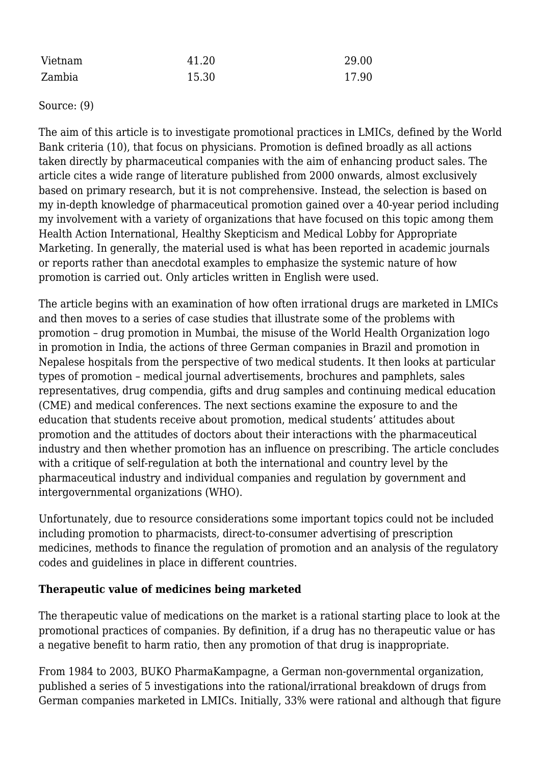| | | |
|---|---|---|
| Vietnam | 41.20 | 29.00 |
| Zambia | 15.30 | 17.90 |

Source: (9)

The aim of this article is to investigate promotional practices in LMICs, defined by the World Bank criteria (10), that focus on physicians. Promotion is defined broadly as all actions taken directly by pharmaceutical companies with the aim of enhancing product sales. The article cites a wide range of literature published from 2000 onwards, almost exclusively based on primary research, but it is not comprehensive. Instead, the selection is based on my in-depth knowledge of pharmaceutical promotion gained over a 40-year period including my involvement with a variety of organizations that have focused on this topic among them Health Action International, Healthy Skepticism and Medical Lobby for Appropriate Marketing. In generally, the material used is what has been reported in academic journals or reports rather than anecdotal examples to emphasize the systemic nature of how promotion is carried out. Only articles written in English were used.

The article begins with an examination of how often irrational drugs are marketed in LMICs and then moves to a series of case studies that illustrate some of the problems with promotion – drug promotion in Mumbai, the misuse of the World Health Organization logo in promotion in India, the actions of three German companies in Brazil and promotion in Nepalese hospitals from the perspective of two medical students. It then looks at particular types of promotion – medical journal advertisements, brochures and pamphlets, sales representatives, drug compendia, gifts and drug samples and continuing medical education (CME) and medical conferences. The next sections examine the exposure to and the education that students receive about promotion, medical students' attitudes about promotion and the attitudes of doctors about their interactions with the pharmaceutical industry and then whether promotion has an influence on prescribing. The article concludes with a critique of self-regulation at both the international and country level by the pharmaceutical industry and individual companies and regulation by government and intergovernmental organizations (WHO).

Unfortunately, due to resource considerations some important topics could not be included including promotion to pharmacists, direct-to-consumer advertising of prescription medicines, methods to finance the regulation of promotion and an analysis of the regulatory codes and guidelines in place in different countries.

**Therapeutic value of medicines being marketed**

The therapeutic value of medications on the market is a rational starting place to look at the promotional practices of companies. By definition, if a drug has no therapeutic value or has a negative benefit to harm ratio, then any promotion of that drug is inappropriate.

From 1984 to 2003, BUKO PharmaKampagne, a German non-governmental organization, published a series of 5 investigations into the rational/irrational breakdown of drugs from German companies marketed in LMICs. Initially, 33% were rational and although that figure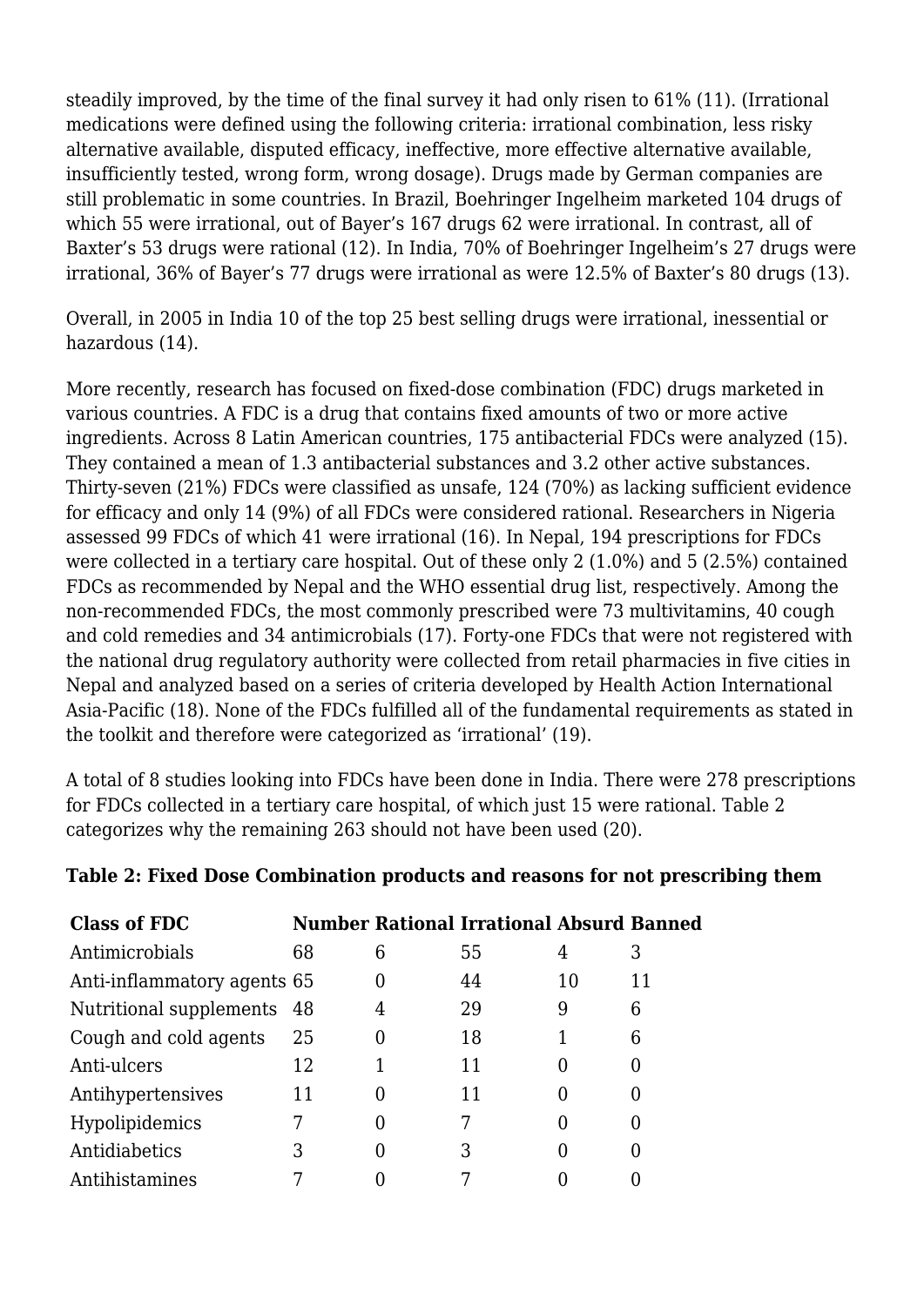steadily improved, by the time of the final survey it had only risen to 61% (11). (Irrational medications were defined using the following criteria: irrational combination, less risky alternative available, disputed efficacy, ineffective, more effective alternative available, insufficiently tested, wrong form, wrong dosage). Drugs made by German companies are still problematic in some countries. In Brazil, Boehringer Ingelheim marketed 104 drugs of which 55 were irrational, out of Bayer's 167 drugs 62 were irrational. In contrast, all of Baxter's 53 drugs were rational (12). In India, 70% of Boehringer Ingelheim's 27 drugs were irrational, 36% of Bayer's 77 drugs were irrational as were 12.5% of Baxter's 80 drugs (13).

Overall, in 2005 in India 10 of the top 25 best selling drugs were irrational, inessential or hazardous (14).

More recently, research has focused on fixed-dose combination (FDC) drugs marketed in various countries. A FDC is a drug that contains fixed amounts of two or more active ingredients. Across 8 Latin American countries, 175 antibacterial FDCs were analyzed (15). They contained a mean of 1.3 antibacterial substances and 3.2 other active substances. Thirty-seven (21%) FDCs were classified as unsafe, 124 (70%) as lacking sufficient evidence for efficacy and only 14 (9%) of all FDCs were considered rational. Researchers in Nigeria assessed 99 FDCs of which 41 were irrational (16). In Nepal, 194 prescriptions for FDCs were collected in a tertiary care hospital. Out of these only 2 (1.0%) and 5 (2.5%) contained FDCs as recommended by Nepal and the WHO essential drug list, respectively. Among the non-recommended FDCs, the most commonly prescribed were 73 multivitamins, 40 cough and cold remedies and 34 antimicrobials (17). Forty-one FDCs that were not registered with the national drug regulatory authority were collected from retail pharmacies in five cities in Nepal and analyzed based on a series of criteria developed by Health Action International Asia-Pacific (18). None of the FDCs fulfilled all of the fundamental requirements as stated in the toolkit and therefore were categorized as 'irrational' (19).

A total of 8 studies looking into FDCs have been done in India. There were 278 prescriptions for FDCs collected in a tertiary care hospital, of which just 15 were rational. Table 2 categorizes why the remaining 263 should not have been used (20).

**Table 2: Fixed Dose Combination products and reasons for not prescribing them**

| Class of FDC | Number | Rational | Irrational | Absurd | Banned |
|---|---|---|---|---|---|
| Antimicrobials | 68 | 6 | 55 | 4 | 3 |
| Anti-inflammatory agents | 65 | 0 | 44 | 10 | 11 |
| Nutritional supplements | 48 | 4 | 29 | 9 | 6 |
| Cough and cold agents | 25 | 0 | 18 | 1 | 6 |
| Anti-ulcers | 12 | 1 | 11 | 0 | 0 |
| Antihypertensives | 11 | 0 | 11 | 0 | 0 |
| Hypolipidemics | 7 | 0 | 7 | 0 | 0 |
| Antidiabetics | 3 | 0 | 3 | 0 | 0 |
| Antihistamines | 7 | 0 | 7 | 0 | 0 |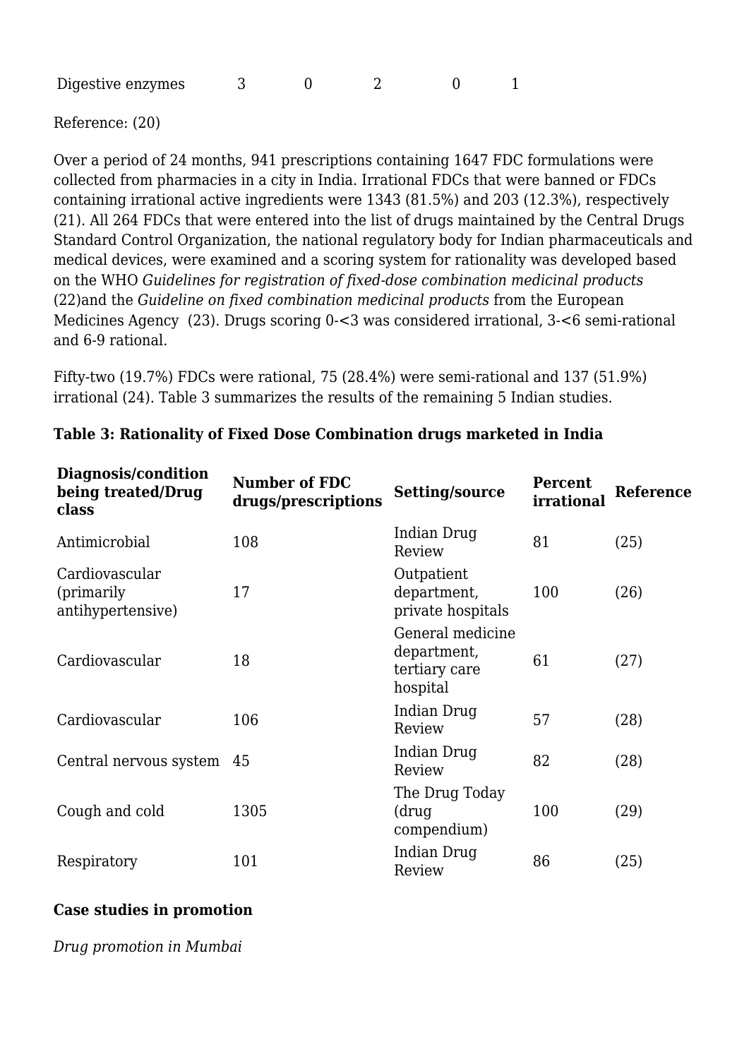| Digestive enzymes | 3 | 0 | 2 | 0 | 1 |
|---|---|---|---|---|---|

Reference: (20)

Over a period of 24 months, 941 prescriptions containing 1647 FDC formulations were collected from pharmacies in a city in India. Irrational FDCs that were banned or FDCs containing irrational active ingredients were 1343 (81.5%) and 203 (12.3%), respectively (21). All 264 FDCs that were entered into the list of drugs maintained by the Central Drugs Standard Control Organization, the national regulatory body for Indian pharmaceuticals and medical devices, were examined and a scoring system for rationality was developed based on the WHO *Guidelines for registration of fixed-dose combination medicinal products* (22)and the *Guideline on fixed combination medicinal products* from the European Medicines Agency (23). Drugs scoring 0-<3 was considered irrational, 3-<6 semi-rational and 6-9 rational.

Fifty-two (19.7%) FDCs were rational, 75 (28.4%) were semi-rational and 137 (51.9%) irrational (24). Table 3 summarizes the results of the remaining 5 Indian studies.

**Table 3: Rationality of Fixed Dose Combination drugs marketed in India**

| Diagnosis/condition being treated/Drug class | Number of FDC drugs/prescriptions | Setting/source | Percent irrational | Reference |
|---|---|---|---|---|
| Antimicrobial | 108 | Indian Drug Review | 81 | (25) |
| Cardiovascular (primarily antihypertensive) | 17 | Outpatient department, private hospitals | 100 | (26) |
| Cardiovascular | 18 | General medicine department, tertiary care hospital | 61 | (27) |
| Cardiovascular | 106 | Indian Drug Review | 57 | (28) |
| Central nervous system | 45 | Indian Drug Review | 82 | (28) |
| Cough and cold | 1305 | The Drug Today (drug compendium) | 100 | (29) |
| Respiratory | 101 | Indian Drug Review | 86 | (25) |

**Case studies in promotion**

*Drug promotion in Mumbai*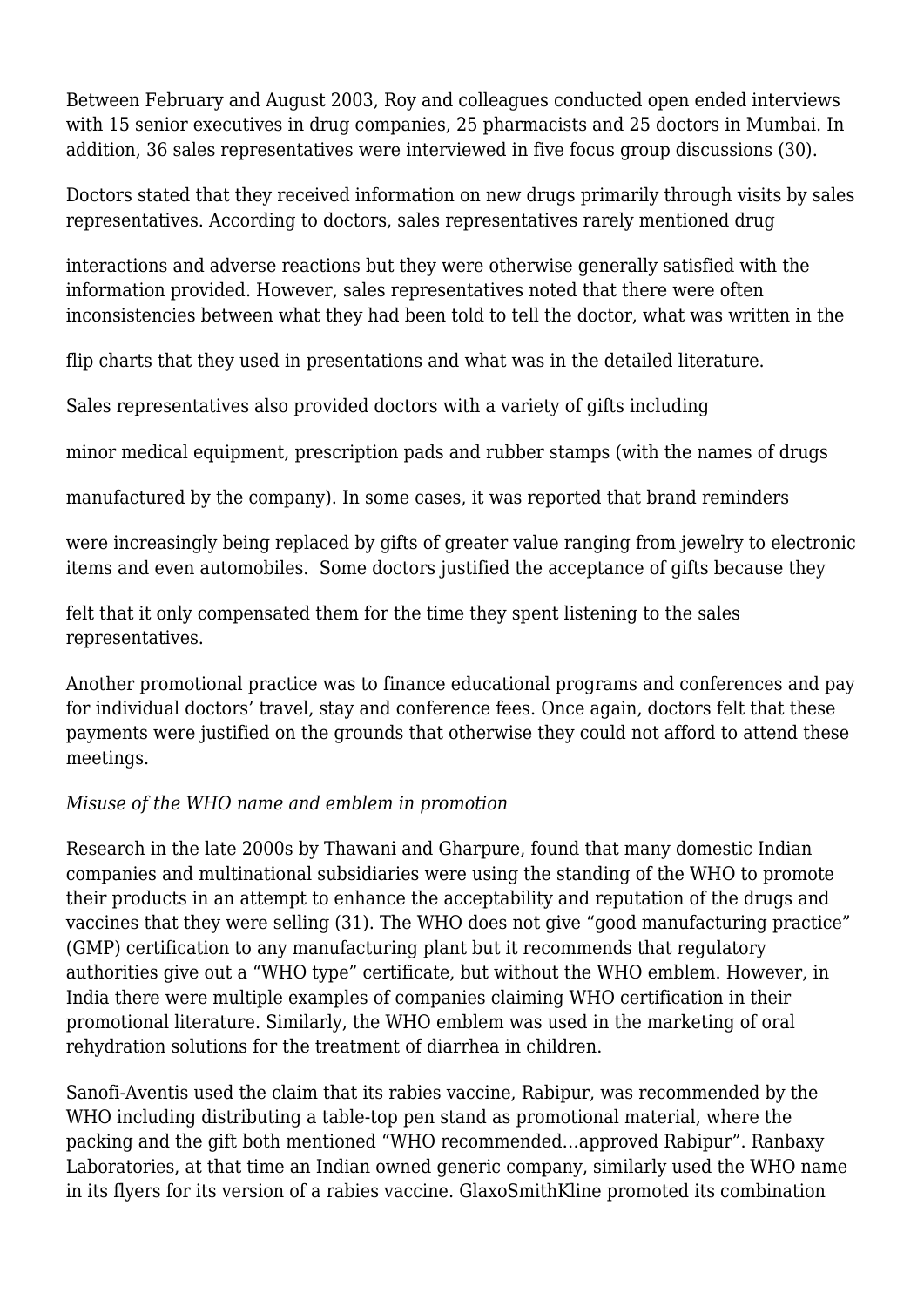Between February and August 2003, Roy and colleagues conducted open ended interviews with 15 senior executives in drug companies, 25 pharmacists and 25 doctors in Mumbai. In addition, 36 sales representatives were interviewed in five focus group discussions (30).

Doctors stated that they received information on new drugs primarily through visits by sales representatives. According to doctors, sales representatives rarely mentioned drug interactions and adverse reactions but they were otherwise generally satisfied with the information provided. However, sales representatives noted that there were often inconsistencies between what they had been told to tell the doctor, what was written in the flip charts that they used in presentations and what was in the detailed literature.

Sales representatives also provided doctors with a variety of gifts including minor medical equipment, prescription pads and rubber stamps (with the names of drugs manufactured by the company). In some cases, it was reported that brand reminders were increasingly being replaced by gifts of greater value ranging from jewelry to electronic items and even automobiles. Some doctors justified the acceptance of gifts because they felt that it only compensated them for the time they spent listening to the sales representatives.

Another promotional practice was to finance educational programs and conferences and pay for individual doctors' travel, stay and conference fees. Once again, doctors felt that these payments were justified on the grounds that otherwise they could not afford to attend these meetings.

*Misuse of the WHO name and emblem in promotion*

Research in the late 2000s by Thawani and Gharpure, found that many domestic Indian companies and multinational subsidiaries were using the standing of the WHO to promote their products in an attempt to enhance the acceptability and reputation of the drugs and vaccines that they were selling (31). The WHO does not give "good manufacturing practice" (GMP) certification to any manufacturing plant but it recommends that regulatory authorities give out a "WHO type" certificate, but without the WHO emblem. However, in India there were multiple examples of companies claiming WHO certification in their promotional literature. Similarly, the WHO emblem was used in the marketing of oral rehydration solutions for the treatment of diarrhea in children.

Sanofi-Aventis used the claim that its rabies vaccine, Rabipur, was recommended by the WHO including distributing a table-top pen stand as promotional material, where the packing and the gift both mentioned "WHO recommended…approved Rabipur". Ranbaxy Laboratories, at that time an Indian owned generic company, similarly used the WHO name in its flyers for its version of a rabies vaccine. GlaxoSmithKline promoted its combination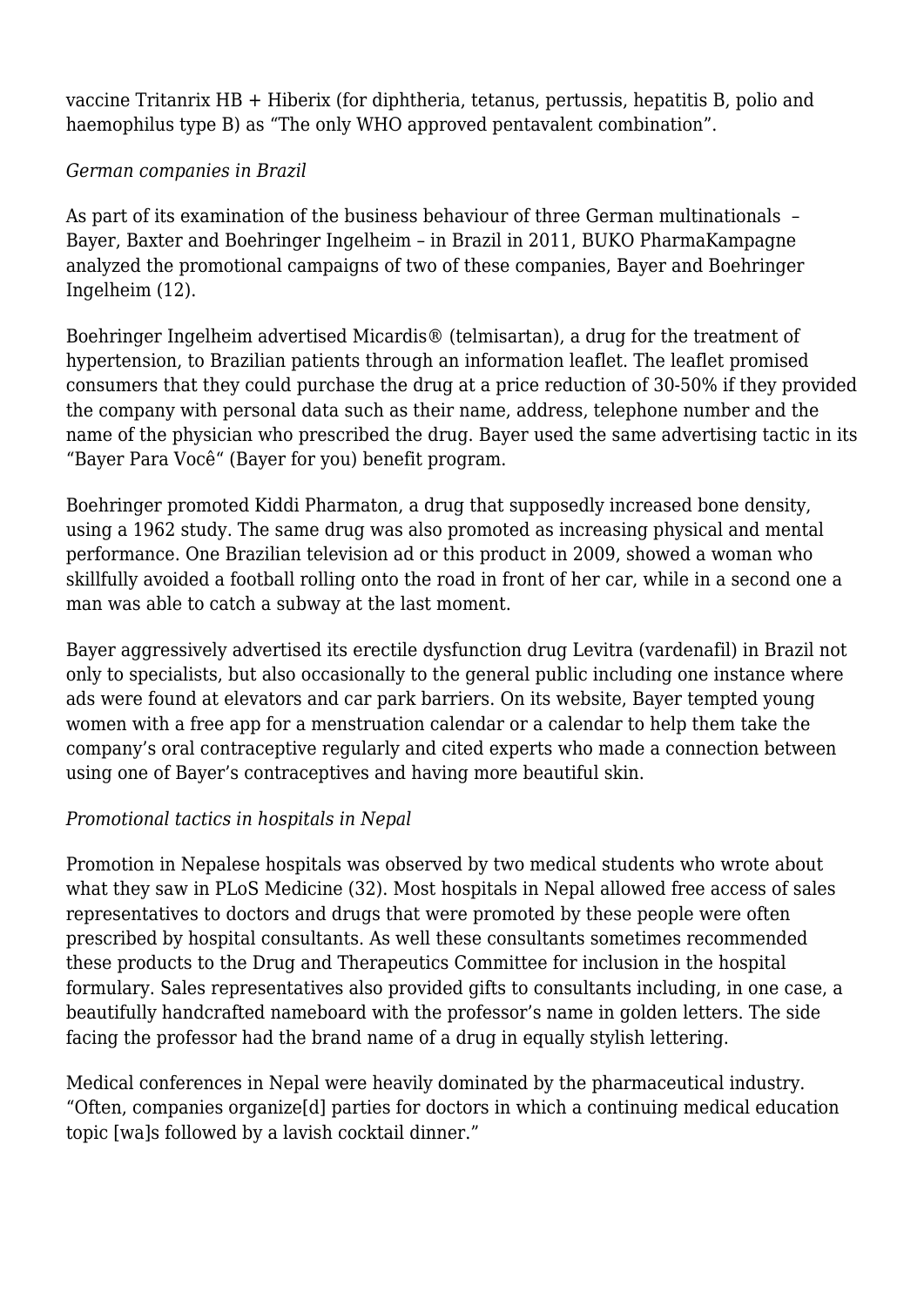vaccine Tritanrix HB + Hiberix (for diphtheria, tetanus, pertussis, hepatitis B, polio and haemophilus type B) as "The only WHO approved pentavalent combination".

*German companies in Brazil*

As part of its examination of the business behaviour of three German multinationals – Bayer, Baxter and Boehringer Ingelheim – in Brazil in 2011, BUKO PharmaKampagne analyzed the promotional campaigns of two of these companies, Bayer and Boehringer Ingelheim (12).

Boehringer Ingelheim advertised Micardis® (telmisartan), a drug for the treatment of hypertension, to Brazilian patients through an information leaflet. The leaflet promised consumers that they could purchase the drug at a price reduction of 30-50% if they provided the company with personal data such as their name, address, telephone number and the name of the physician who prescribed the drug. Bayer used the same advertising tactic in its "Bayer Para Você" (Bayer for you) benefit program.

Boehringer promoted Kiddi Pharmaton, a drug that supposedly increased bone density, using a 1962 study. The same drug was also promoted as increasing physical and mental performance. One Brazilian television ad or this product in 2009, showed a woman who skillfully avoided a football rolling onto the road in front of her car, while in a second one a man was able to catch a subway at the last moment.

Bayer aggressively advertised its erectile dysfunction drug Levitra (vardenafil) in Brazil not only to specialists, but also occasionally to the general public including one instance where ads were found at elevators and car park barriers. On its website, Bayer tempted young women with a free app for a menstruation calendar or a calendar to help them take the company's oral contraceptive regularly and cited experts who made a connection between using one of Bayer's contraceptives and having more beautiful skin.

*Promotional tactics in hospitals in Nepal*

Promotion in Nepalese hospitals was observed by two medical students who wrote about what they saw in PLoS Medicine (32). Most hospitals in Nepal allowed free access of sales representatives to doctors and drugs that were promoted by these people were often prescribed by hospital consultants. As well these consultants sometimes recommended these products to the Drug and Therapeutics Committee for inclusion in the hospital formulary. Sales representatives also provided gifts to consultants including, in one case, a beautifully handcrafted nameboard with the professor's name in golden letters. The side facing the professor had the brand name of a drug in equally stylish lettering.

Medical conferences in Nepal were heavily dominated by the pharmaceutical industry. "Often, companies organize[d] parties for doctors in which a continuing medical education topic [wa]s followed by a lavish cocktail dinner."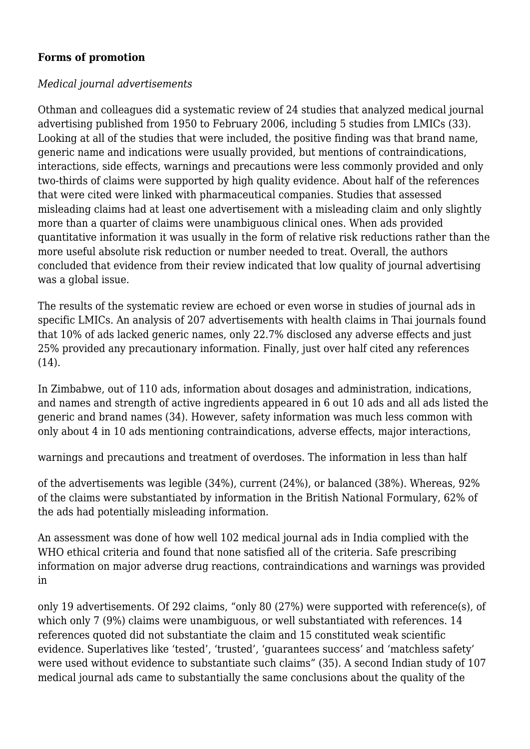**Forms of promotion**

*Medical journal advertisements*

Othman and colleagues did a systematic review of 24 studies that analyzed medical journal advertising published from 1950 to February 2006, including 5 studies from LMICs (33). Looking at all of the studies that were included, the positive finding was that brand name, generic name and indications were usually provided, but mentions of contraindications, interactions, side effects, warnings and precautions were less commonly provided and only two-thirds of claims were supported by high quality evidence. About half of the references that were cited were linked with pharmaceutical companies. Studies that assessed misleading claims had at least one advertisement with a misleading claim and only slightly more than a quarter of claims were unambiguous clinical ones. When ads provided quantitative information it was usually in the form of relative risk reductions rather than the more useful absolute risk reduction or number needed to treat. Overall, the authors concluded that evidence from their review indicated that low quality of journal advertising was a global issue.

The results of the systematic review are echoed or even worse in studies of journal ads in specific LMICs. An analysis of 207 advertisements with health claims in Thai journals found that 10% of ads lacked generic names, only 22.7% disclosed any adverse effects and just 25% provided any precautionary information. Finally, just over half cited any references (14).

In Zimbabwe, out of 110 ads, information about dosages and administration, indications, and names and strength of active ingredients appeared in 6 out 10 ads and all ads listed the generic and brand names (34). However, safety information was much less common with only about 4 in 10 ads mentioning contraindications, adverse effects, major interactions, warnings and precautions and treatment of overdoses. The information in less than half of the advertisements was legible (34%), current (24%), or balanced (38%). Whereas, 92% of the claims were substantiated by information in the British National Formulary, 62% of the ads had potentially misleading information.

An assessment was done of how well 102 medical journal ads in India complied with the WHO ethical criteria and found that none satisfied all of the criteria. Safe prescribing information on major adverse drug reactions, contraindications and warnings was provided in only 19 advertisements. Of 292 claims, "only 80 (27%) were supported with reference(s), of which only 7 (9%) claims were unambiguous, or well substantiated with references. 14 references quoted did not substantiate the claim and 15 constituted weak scientific evidence. Superlatives like 'tested', 'trusted', 'guarantees success' and 'matchless safety' were used without evidence to substantiate such claims" (35). A second Indian study of 107 medical journal ads came to substantially the same conclusions about the quality of the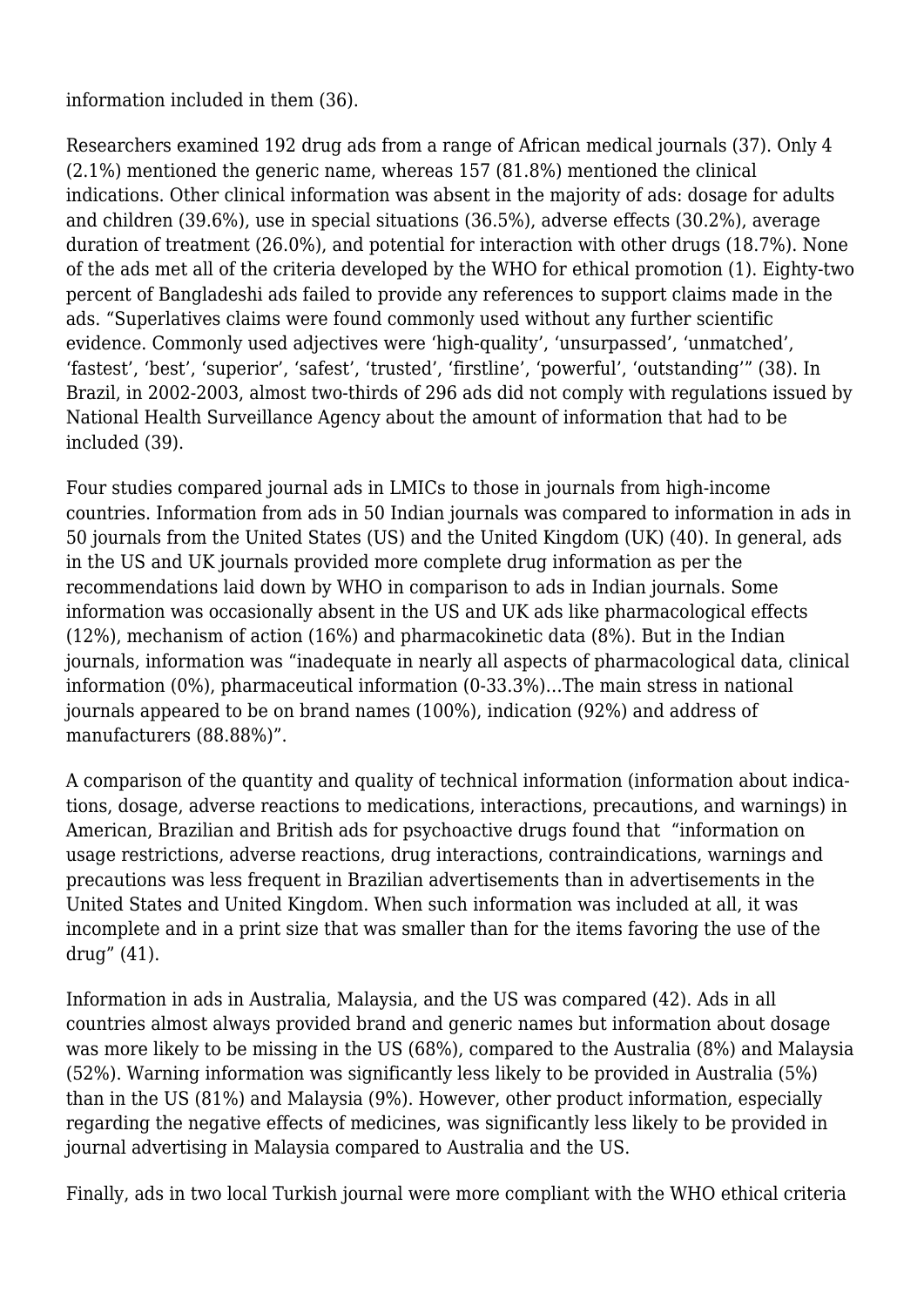information included in them (36).

Researchers examined 192 drug ads from a range of African medical journals (37). Only 4 (2.1%) mentioned the generic name, whereas 157 (81.8%) mentioned the clinical indications. Other clinical information was absent in the majority of ads: dosage for adults and children (39.6%), use in special situations (36.5%), adverse effects (30.2%), average duration of treatment (26.0%), and potential for interaction with other drugs (18.7%). None of the ads met all of the criteria developed by the WHO for ethical promotion (1). Eighty-two percent of Bangladeshi ads failed to provide any references to support claims made in the ads. "Superlatives claims were found commonly used without any further scientific evidence. Commonly used adjectives were 'high-quality', 'unsurpassed', 'unmatched', 'fastest', 'best', 'superior', 'safest', 'trusted', 'firstline', 'powerful', 'outstanding'" (38). In Brazil, in 2002-2003, almost two-thirds of 296 ads did not comply with regulations issued by National Health Surveillance Agency about the amount of information that had to be included (39).

Four studies compared journal ads in LMICs to those in journals from high-income countries. Information from ads in 50 Indian journals was compared to information in ads in 50 journals from the United States (US) and the United Kingdom (UK) (40). In general, ads in the US and UK journals provided more complete drug information as per the recommendations laid down by WHO in comparison to ads in Indian journals. Some information was occasionally absent in the US and UK ads like pharmacological effects (12%), mechanism of action (16%) and pharmacokinetic data (8%). But in the Indian journals, information was "inadequate in nearly all aspects of pharmacological data, clinical information (0%), pharmaceutical information (0-33.3%)…The main stress in national journals appeared to be on brand names (100%), indication (92%) and address of manufacturers (88.88%)".

A comparison of the quantity and quality of technical information (information about indications, dosage, adverse reactions to medications, interactions, precautions, and warnings) in American, Brazilian and British ads for psychoactive drugs found that "information on usage restrictions, adverse reactions, drug interactions, contraindications, warnings and precautions was less frequent in Brazilian advertisements than in advertisements in the United States and United Kingdom. When such information was included at all, it was incomplete and in a print size that was smaller than for the items favoring the use of the drug" (41).

Information in ads in Australia, Malaysia, and the US was compared (42). Ads in all countries almost always provided brand and generic names but information about dosage was more likely to be missing in the US (68%), compared to the Australia (8%) and Malaysia (52%). Warning information was significantly less likely to be provided in Australia (5%) than in the US (81%) and Malaysia (9%). However, other product information, especially regarding the negative effects of medicines, was significantly less likely to be provided in journal advertising in Malaysia compared to Australia and the US.

Finally, ads in two local Turkish journal were more compliant with the WHO ethical criteria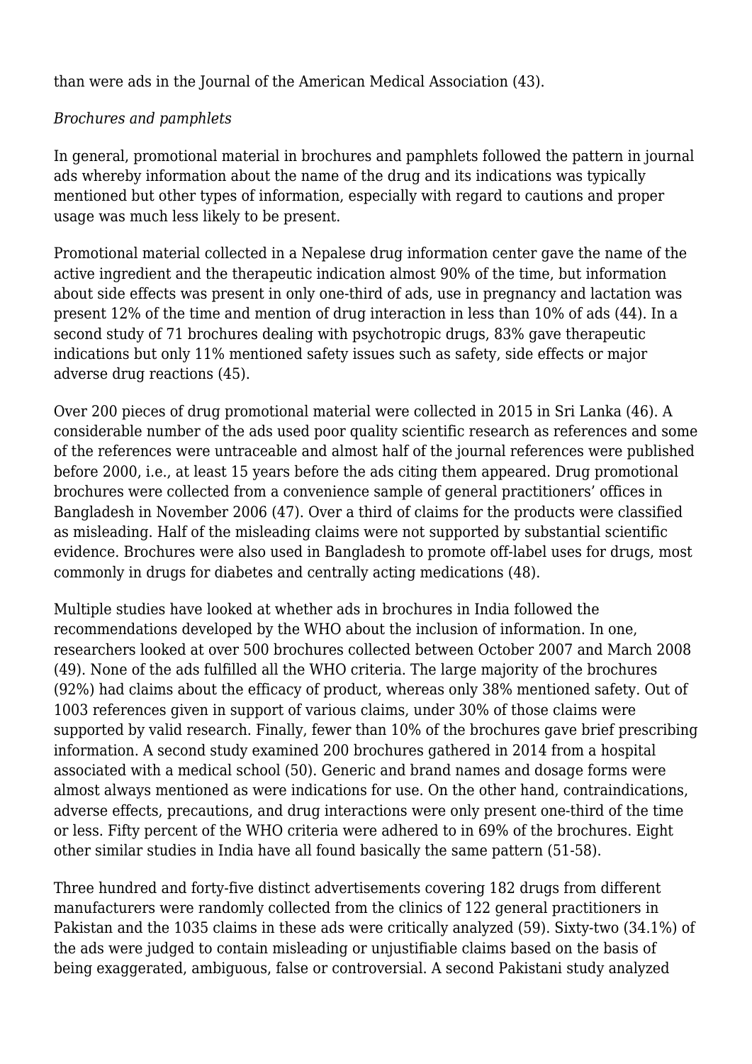than were ads in the Journal of the American Medical Association (43).

*Brochures and pamphlets*

In general, promotional material in brochures and pamphlets followed the pattern in journal ads whereby information about the name of the drug and its indications was typically mentioned but other types of information, especially with regard to cautions and proper usage was much less likely to be present.

Promotional material collected in a Nepalese drug information center gave the name of the active ingredient and the therapeutic indication almost 90% of the time, but information about side effects was present in only one-third of ads, use in pregnancy and lactation was present 12% of the time and mention of drug interaction in less than 10% of ads (44). In a second study of 71 brochures dealing with psychotropic drugs, 83% gave therapeutic indications but only 11% mentioned safety issues such as safety, side effects or major adverse drug reactions (45).

Over 200 pieces of drug promotional material were collected in 2015 in Sri Lanka (46). A considerable number of the ads used poor quality scientific research as references and some of the references were untraceable and almost half of the journal references were published before 2000, i.e., at least 15 years before the ads citing them appeared. Drug promotional brochures were collected from a convenience sample of general practitioners' offices in Bangladesh in November 2006 (47). Over a third of claims for the products were classified as misleading. Half of the misleading claims were not supported by substantial scientific evidence. Brochures were also used in Bangladesh to promote off-label uses for drugs, most commonly in drugs for diabetes and centrally acting medications (48).

Multiple studies have looked at whether ads in brochures in India followed the recommendations developed by the WHO about the inclusion of information. In one, researchers looked at over 500 brochures collected between October 2007 and March 2008 (49). None of the ads fulfilled all the WHO criteria. The large majority of the brochures (92%) had claims about the efficacy of product, whereas only 38% mentioned safety. Out of 1003 references given in support of various claims, under 30% of those claims were supported by valid research. Finally, fewer than 10% of the brochures gave brief prescribing information. A second study examined 200 brochures gathered in 2014 from a hospital associated with a medical school (50). Generic and brand names and dosage forms were almost always mentioned as were indications for use. On the other hand, contraindications, adverse effects, precautions, and drug interactions were only present one-third of the time or less. Fifty percent of the WHO criteria were adhered to in 69% of the brochures. Eight other similar studies in India have all found basically the same pattern (51-58).

Three hundred and forty-five distinct advertisements covering 182 drugs from different manufacturers were randomly collected from the clinics of 122 general practitioners in Pakistan and the 1035 claims in these ads were critically analyzed (59). Sixty-two (34.1%) of the ads were judged to contain misleading or unjustifiable claims based on the basis of being exaggerated, ambiguous, false or controversial. A second Pakistani study analyzed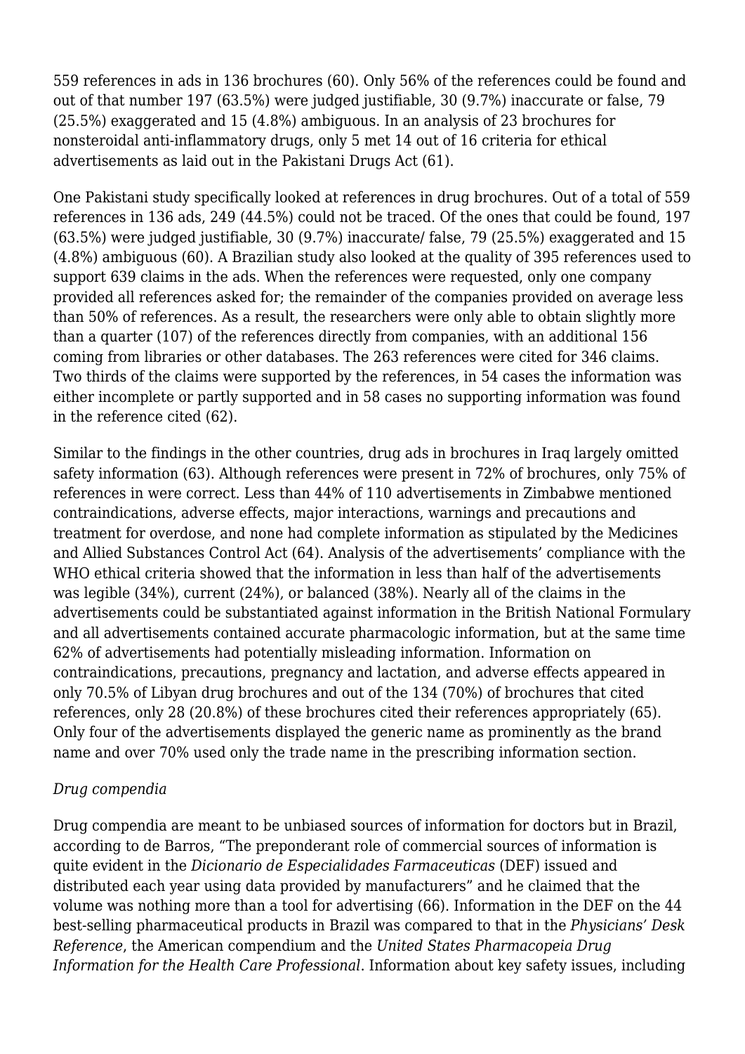559 references in ads in 136 brochures (60). Only 56% of the references could be found and out of that number 197 (63.5%) were judged justifiable, 30 (9.7%) inaccurate or false, 79 (25.5%) exaggerated and 15 (4.8%) ambiguous. In an analysis of 23 brochures for nonsteroidal anti-inflammatory drugs, only 5 met 14 out of 16 criteria for ethical advertisements as laid out in the Pakistani Drugs Act (61).

One Pakistani study specifically looked at references in drug brochures. Out of a total of 559 references in 136 ads, 249 (44.5%) could not be traced. Of the ones that could be found, 197 (63.5%) were judged justifiable, 30 (9.7%) inaccurate/ false, 79 (25.5%) exaggerated and 15 (4.8%) ambiguous (60). A Brazilian study also looked at the quality of 395 references used to support 639 claims in the ads. When the references were requested, only one company provided all references asked for; the remainder of the companies provided on average less than 50% of references. As a result, the researchers were only able to obtain slightly more than a quarter (107) of the references directly from companies, with an additional 156 coming from libraries or other databases. The 263 references were cited for 346 claims. Two thirds of the claims were supported by the references, in 54 cases the information was either incomplete or partly supported and in 58 cases no supporting information was found in the reference cited (62).

Similar to the findings in the other countries, drug ads in brochures in Iraq largely omitted safety information (63). Although references were present in 72% of brochures, only 75% of references in were correct. Less than 44% of 110 advertisements in Zimbabwe mentioned contraindications, adverse effects, major interactions, warnings and precautions and treatment for overdose, and none had complete information as stipulated by the Medicines and Allied Substances Control Act (64). Analysis of the advertisements' compliance with the WHO ethical criteria showed that the information in less than half of the advertisements was legible (34%), current (24%), or balanced (38%). Nearly all of the claims in the advertisements could be substantiated against information in the British National Formulary and all advertisements contained accurate pharmacologic information, but at the same time 62% of advertisements had potentially misleading information. Information on contraindications, precautions, pregnancy and lactation, and adverse effects appeared in only 70.5% of Libyan drug brochures and out of the 134 (70%) of brochures that cited references, only 28 (20.8%) of these brochures cited their references appropriately (65). Only four of the advertisements displayed the generic name as prominently as the brand name and over 70% used only the trade name in the prescribing information section.

*Drug compendia*

Drug compendia are meant to be unbiased sources of information for doctors but in Brazil, according to de Barros, "The preponderant role of commercial sources of information is quite evident in the *Dicionario de Especialidades Farmaceuticas* (DEF) issued and distributed each year using data provided by manufacturers" and he claimed that the volume was nothing more than a tool for advertising (66). Information in the DEF on the 44 best-selling pharmaceutical products in Brazil was compared to that in the *Physicians' Desk Reference*, the American compendium and the *United States Pharmacopeia Drug Information for the Health Care Professional*. Information about key safety issues, including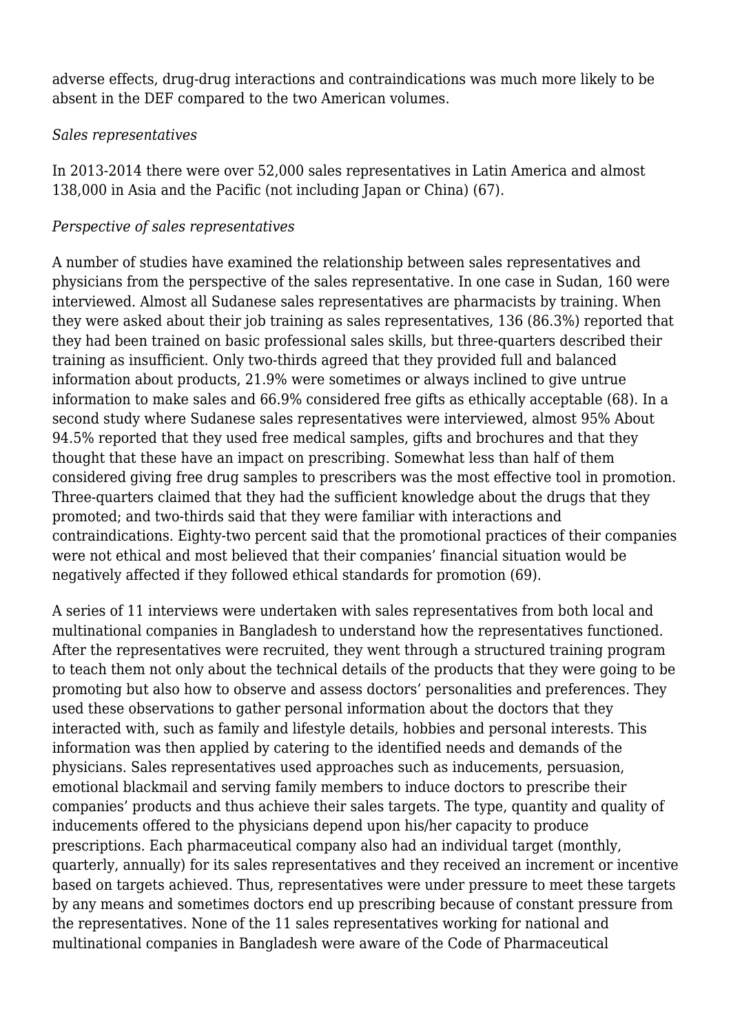adverse effects, drug-drug interactions and contraindications was much more likely to be absent in the DEF compared to the two American volumes.

*Sales representatives*

In 2013-2014 there were over 52,000 sales representatives in Latin America and almost 138,000 in Asia and the Pacific (not including Japan or China) (67).

*Perspective of sales representatives*

A number of studies have examined the relationship between sales representatives and physicians from the perspective of the sales representative. In one case in Sudan, 160 were interviewed. Almost all Sudanese sales representatives are pharmacists by training. When they were asked about their job training as sales representatives, 136 (86.3%) reported that they had been trained on basic professional sales skills, but three-quarters described their training as insufficient. Only two-thirds agreed that they provided full and balanced information about products, 21.9% were sometimes or always inclined to give untrue information to make sales and 66.9% considered free gifts as ethically acceptable (68). In a second study where Sudanese sales representatives were interviewed, almost 95% About 94.5% reported that they used free medical samples, gifts and brochures and that they thought that these have an impact on prescribing. Somewhat less than half of them considered giving free drug samples to prescribers was the most effective tool in promotion. Three-quarters claimed that they had the sufficient knowledge about the drugs that they promoted; and two-thirds said that they were familiar with interactions and contraindications. Eighty-two percent said that the promotional practices of their companies were not ethical and most believed that their companies' financial situation would be negatively affected if they followed ethical standards for promotion (69).

A series of 11 interviews were undertaken with sales representatives from both local and multinational companies in Bangladesh to understand how the representatives functioned. After the representatives were recruited, they went through a structured training program to teach them not only about the technical details of the products that they were going to be promoting but also how to observe and assess doctors' personalities and preferences. They used these observations to gather personal information about the doctors that they interacted with, such as family and lifestyle details, hobbies and personal interests. This information was then applied by catering to the identified needs and demands of the physicians. Sales representatives used approaches such as inducements, persuasion, emotional blackmail and serving family members to induce doctors to prescribe their companies' products and thus achieve their sales targets. The type, quantity and quality of inducements offered to the physicians depend upon his/her capacity to produce prescriptions. Each pharmaceutical company also had an individual target (monthly, quarterly, annually) for its sales representatives and they received an increment or incentive based on targets achieved. Thus, representatives were under pressure to meet these targets by any means and sometimes doctors end up prescribing because of constant pressure from the representatives. None of the 11 sales representatives working for national and multinational companies in Bangladesh were aware of the Code of Pharmaceutical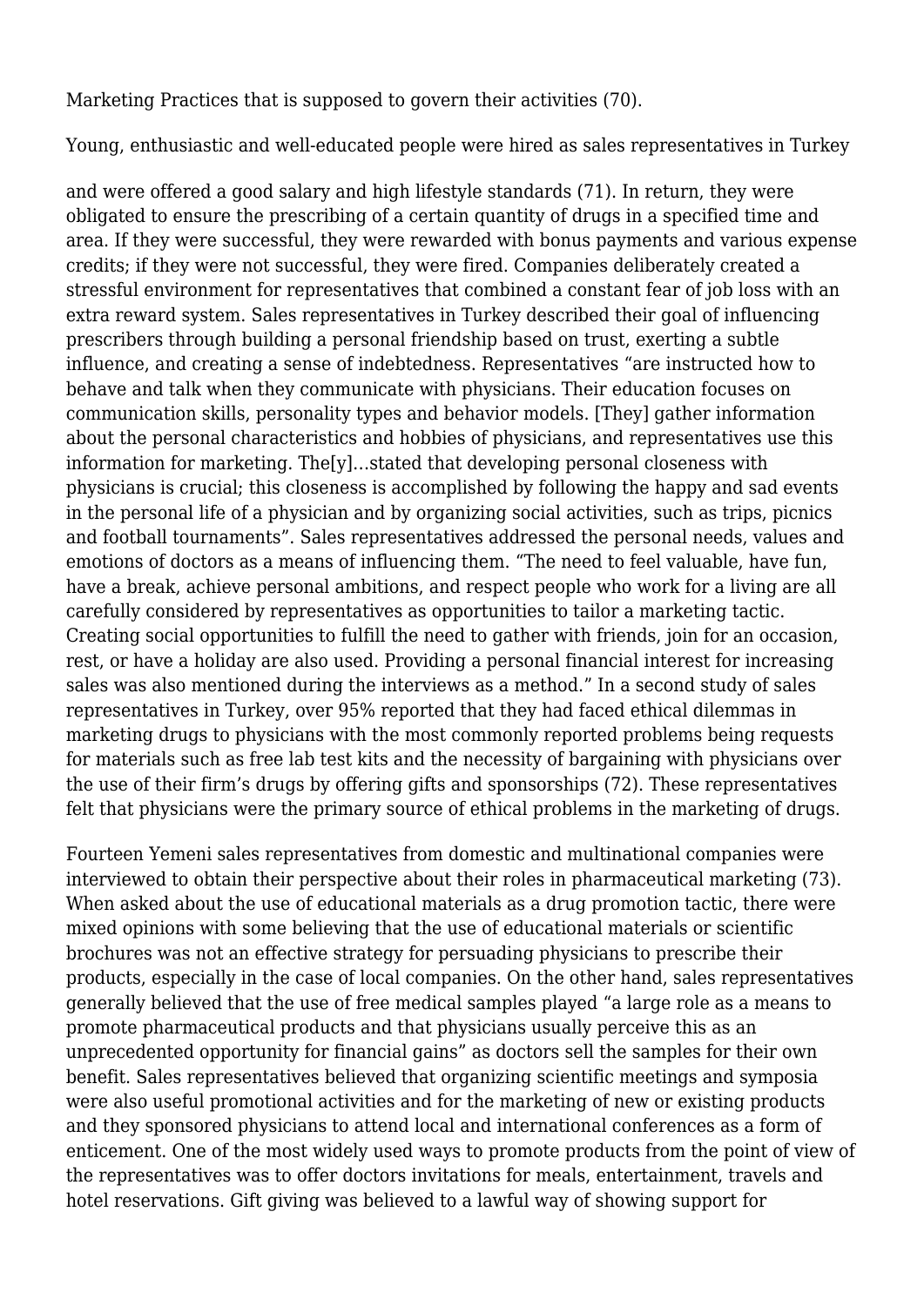Marketing Practices that is supposed to govern their activities (70).

Young, enthusiastic and well-educated people were hired as sales representatives in Turkey

and were offered a good salary and high lifestyle standards (71). In return, they were obligated to ensure the prescribing of a certain quantity of drugs in a specified time and area. If they were successful, they were rewarded with bonus payments and various expense credits; if they were not successful, they were fired. Companies deliberately created a stressful environment for representatives that combined a constant fear of job loss with an extra reward system. Sales representatives in Turkey described their goal of influencing prescribers through building a personal friendship based on trust, exerting a subtle influence, and creating a sense of indebtedness. Representatives "are instructed how to behave and talk when they communicate with physicians. Their education focuses on communication skills, personality types and behavior models. [They] gather information about the personal characteristics and hobbies of physicians, and representatives use this information for marketing. The[y]…stated that developing personal closeness with physicians is crucial; this closeness is accomplished by following the happy and sad events in the personal life of a physician and by organizing social activities, such as trips, picnics and football tournaments". Sales representatives addressed the personal needs, values and emotions of doctors as a means of influencing them. "The need to feel valuable, have fun, have a break, achieve personal ambitions, and respect people who work for a living are all carefully considered by representatives as opportunities to tailor a marketing tactic. Creating social opportunities to fulfill the need to gather with friends, join for an occasion, rest, or have a holiday are also used. Providing a personal financial interest for increasing sales was also mentioned during the interviews as a method." In a second study of sales representatives in Turkey, over 95% reported that they had faced ethical dilemmas in marketing drugs to physicians with the most commonly reported problems being requests for materials such as free lab test kits and the necessity of bargaining with physicians over the use of their firm's drugs by offering gifts and sponsorships (72). These representatives felt that physicians were the primary source of ethical problems in the marketing of drugs.

Fourteen Yemeni sales representatives from domestic and multinational companies were interviewed to obtain their perspective about their roles in pharmaceutical marketing (73). When asked about the use of educational materials as a drug promotion tactic, there were mixed opinions with some believing that the use of educational materials or scientific brochures was not an effective strategy for persuading physicians to prescribe their products, especially in the case of local companies. On the other hand, sales representatives generally believed that the use of free medical samples played "a large role as a means to promote pharmaceutical products and that physicians usually perceive this as an unprecedented opportunity for financial gains" as doctors sell the samples for their own benefit. Sales representatives believed that organizing scientific meetings and symposia were also useful promotional activities and for the marketing of new or existing products and they sponsored physicians to attend local and international conferences as a form of enticement. One of the most widely used ways to promote products from the point of view of the representatives was to offer doctors invitations for meals, entertainment, travels and hotel reservations. Gift giving was believed to a lawful way of showing support for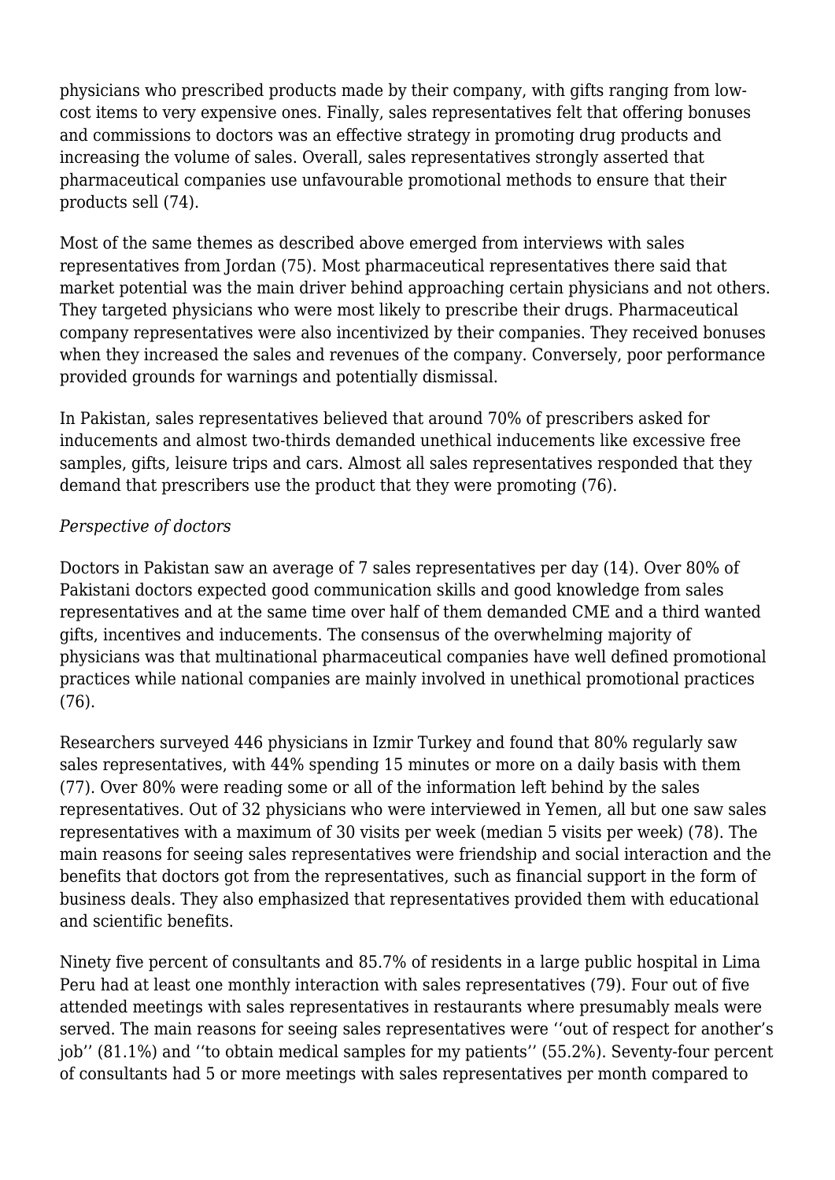physicians who prescribed products made by their company, with gifts ranging from low-cost items to very expensive ones. Finally, sales representatives felt that offering bonuses and commissions to doctors was an effective strategy in promoting drug products and increasing the volume of sales. Overall, sales representatives strongly asserted that pharmaceutical companies use unfavourable promotional methods to ensure that their products sell (74).

Most of the same themes as described above emerged from interviews with sales representatives from Jordan (75). Most pharmaceutical representatives there said that market potential was the main driver behind approaching certain physicians and not others. They targeted physicians who were most likely to prescribe their drugs. Pharmaceutical company representatives were also incentivized by their companies. They received bonuses when they increased the sales and revenues of the company. Conversely, poor performance provided grounds for warnings and potentially dismissal.

In Pakistan, sales representatives believed that around 70% of prescribers asked for inducements and almost two-thirds demanded unethical inducements like excessive free samples, gifts, leisure trips and cars. Almost all sales representatives responded that they demand that prescribers use the product that they were promoting (76).

*Perspective of doctors*

Doctors in Pakistan saw an average of 7 sales representatives per day (14). Over 80% of Pakistani doctors expected good communication skills and good knowledge from sales representatives and at the same time over half of them demanded CME and a third wanted gifts, incentives and inducements. The consensus of the overwhelming majority of physicians was that multinational pharmaceutical companies have well defined promotional practices while national companies are mainly involved in unethical promotional practices (76).

Researchers surveyed 446 physicians in Izmir Turkey and found that 80% regularly saw sales representatives, with 44% spending 15 minutes or more on a daily basis with them (77). Over 80% were reading some or all of the information left behind by the sales representatives. Out of 32 physicians who were interviewed in Yemen, all but one saw sales representatives with a maximum of 30 visits per week (median 5 visits per week) (78). The main reasons for seeing sales representatives were friendship and social interaction and the benefits that doctors got from the representatives, such as financial support in the form of business deals. They also emphasized that representatives provided them with educational and scientific benefits.

Ninety five percent of consultants and 85.7% of residents in a large public hospital in Lima Peru had at least one monthly interaction with sales representatives (79). Four out of five attended meetings with sales representatives in restaurants where presumably meals were served. The main reasons for seeing sales representatives were ‘‘out of respect for another's job’’ (81.1%) and ‘‘to obtain medical samples for my patients’’ (55.2%). Seventy-four percent of consultants had 5 or more meetings with sales representatives per month compared to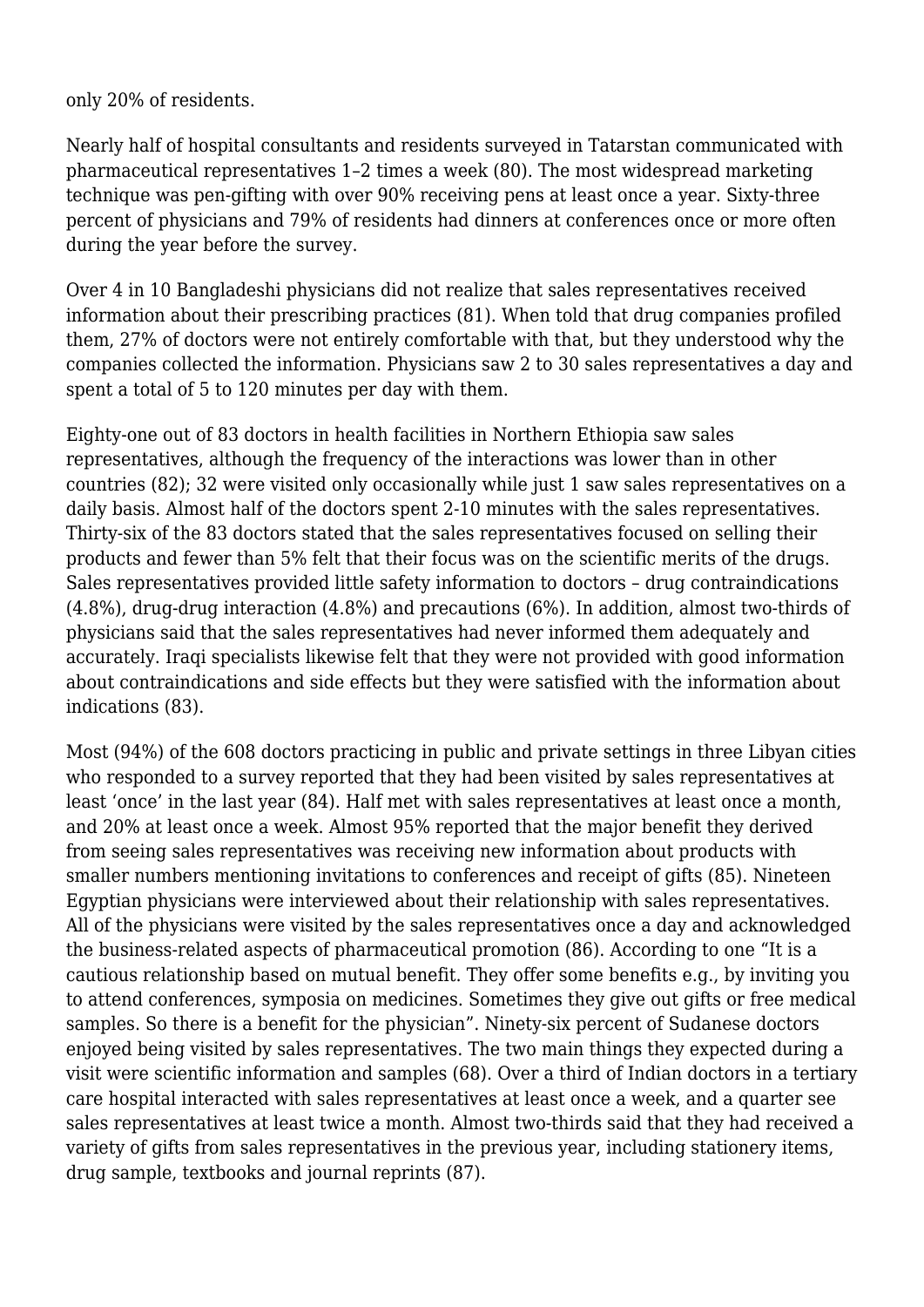only 20% of residents.

Nearly half of hospital consultants and residents surveyed in Tatarstan communicated with pharmaceutical representatives 1–2 times a week (80). The most widespread marketing technique was pen-gifting with over 90% receiving pens at least once a year. Sixty-three percent of physicians and 79% of residents had dinners at conferences once or more often during the year before the survey.

Over 4 in 10 Bangladeshi physicians did not realize that sales representatives received information about their prescribing practices (81). When told that drug companies profiled them, 27% of doctors were not entirely comfortable with that, but they understood why the companies collected the information. Physicians saw 2 to 30 sales representatives a day and spent a total of 5 to 120 minutes per day with them.

Eighty-one out of 83 doctors in health facilities in Northern Ethiopia saw sales representatives, although the frequency of the interactions was lower than in other countries (82); 32 were visited only occasionally while just 1 saw sales representatives on a daily basis. Almost half of the doctors spent 2-10 minutes with the sales representatives. Thirty-six of the 83 doctors stated that the sales representatives focused on selling their products and fewer than 5% felt that their focus was on the scientific merits of the drugs. Sales representatives provided little safety information to doctors – drug contraindications (4.8%), drug-drug interaction (4.8%) and precautions (6%). In addition, almost two-thirds of physicians said that the sales representatives had never informed them adequately and accurately. Iraqi specialists likewise felt that they were not provided with good information about contraindications and side effects but they were satisfied with the information about indications (83).

Most (94%) of the 608 doctors practicing in public and private settings in three Libyan cities who responded to a survey reported that they had been visited by sales representatives at least 'once' in the last year (84). Half met with sales representatives at least once a month, and 20% at least once a week. Almost 95% reported that the major benefit they derived from seeing sales representatives was receiving new information about products with smaller numbers mentioning invitations to conferences and receipt of gifts (85). Nineteen Egyptian physicians were interviewed about their relationship with sales representatives. All of the physicians were visited by the sales representatives once a day and acknowledged the business-related aspects of pharmaceutical promotion (86). According to one "It is a cautious relationship based on mutual benefit. They offer some benefits e.g., by inviting you to attend conferences, symposia on medicines. Sometimes they give out gifts or free medical samples. So there is a benefit for the physician". Ninety-six percent of Sudanese doctors enjoyed being visited by sales representatives. The two main things they expected during a visit were scientific information and samples (68). Over a third of Indian doctors in a tertiary care hospital interacted with sales representatives at least once a week, and a quarter see sales representatives at least twice a month. Almost two-thirds said that they had received a variety of gifts from sales representatives in the previous year, including stationery items, drug sample, textbooks and journal reprints (87).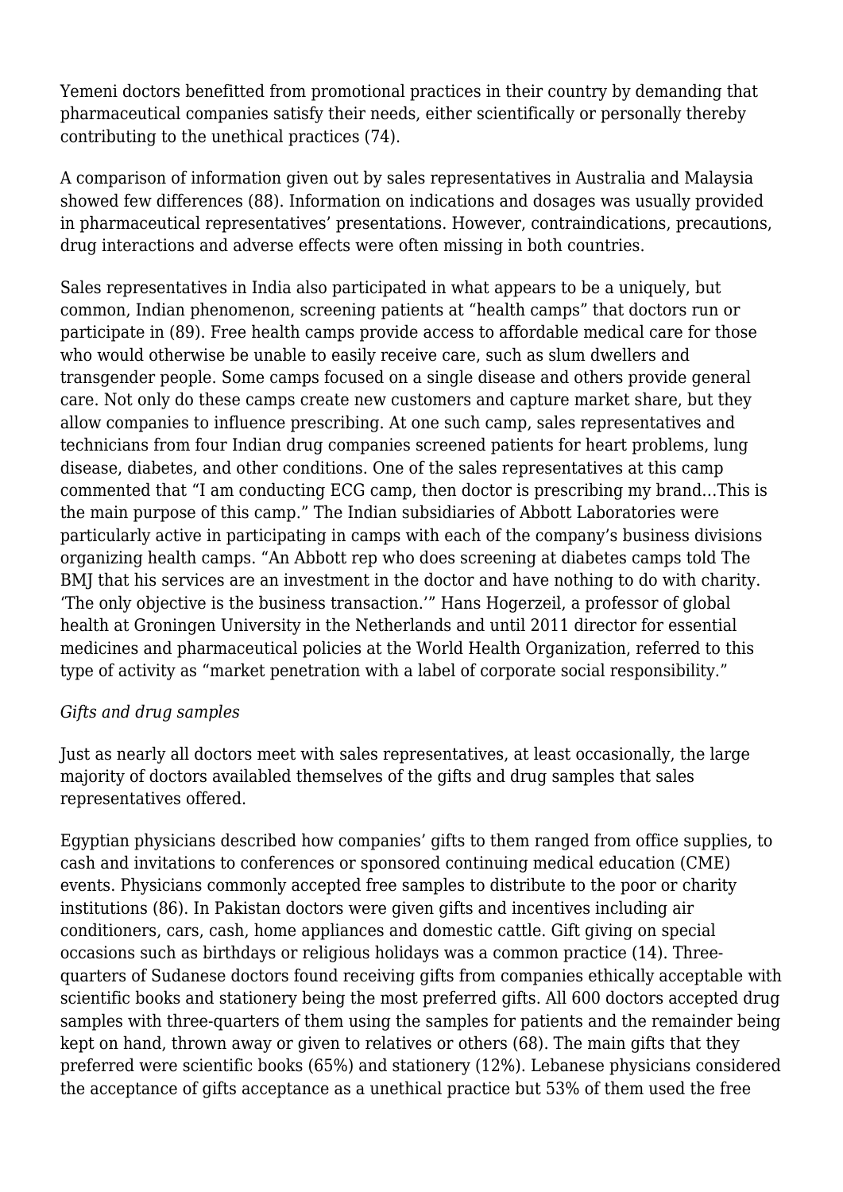Yemeni doctors benefitted from promotional practices in their country by demanding that pharmaceutical companies satisfy their needs, either scientifically or personally thereby contributing to the unethical practices (74).

A comparison of information given out by sales representatives in Australia and Malaysia showed few differences (88). Information on indications and dosages was usually provided in pharmaceutical representatives' presentations. However, contraindications, precautions, drug interactions and adverse effects were often missing in both countries.

Sales representatives in India also participated in what appears to be a uniquely, but common, Indian phenomenon, screening patients at "health camps" that doctors run or participate in (89). Free health camps provide access to affordable medical care for those who would otherwise be unable to easily receive care, such as slum dwellers and transgender people. Some camps focused on a single disease and others provide general care. Not only do these camps create new customers and capture market share, but they allow companies to influence prescribing. At one such camp, sales representatives and technicians from four Indian drug companies screened patients for heart problems, lung disease, diabetes, and other conditions. One of the sales representatives at this camp commented that "I am conducting ECG camp, then doctor is prescribing my brand…This is the main purpose of this camp." The Indian subsidiaries of Abbott Laboratories were particularly active in participating in camps with each of the company's business divisions organizing health camps. "An Abbott rep who does screening at diabetes camps told The BMJ that his services are an investment in the doctor and have nothing to do with charity. 'The only objective is the business transaction.'" Hans Hogerzeil, a professor of global health at Groningen University in the Netherlands and until 2011 director for essential medicines and pharmaceutical policies at the World Health Organization, referred to this type of activity as "market penetration with a label of corporate social responsibility."

*Gifts and drug samples*

Just as nearly all doctors meet with sales representatives, at least occasionally, the large majority of doctors availabled themselves of the gifts and drug samples that sales representatives offered.

Egyptian physicians described how companies' gifts to them ranged from office supplies, to cash and invitations to conferences or sponsored continuing medical education (CME) events. Physicians commonly accepted free samples to distribute to the poor or charity institutions (86). In Pakistan doctors were given gifts and incentives including air conditioners, cars, cash, home appliances and domestic cattle. Gift giving on special occasions such as birthdays or religious holidays was a common practice (14). Three-quarters of Sudanese doctors found receiving gifts from companies ethically acceptable with scientific books and stationery being the most preferred gifts. All 600 doctors accepted drug samples with three-quarters of them using the samples for patients and the remainder being kept on hand, thrown away or given to relatives or others (68). The main gifts that they preferred were scientific books (65%) and stationery (12%). Lebanese physicians considered the acceptance of gifts acceptance as a unethical practice but 53% of them used the free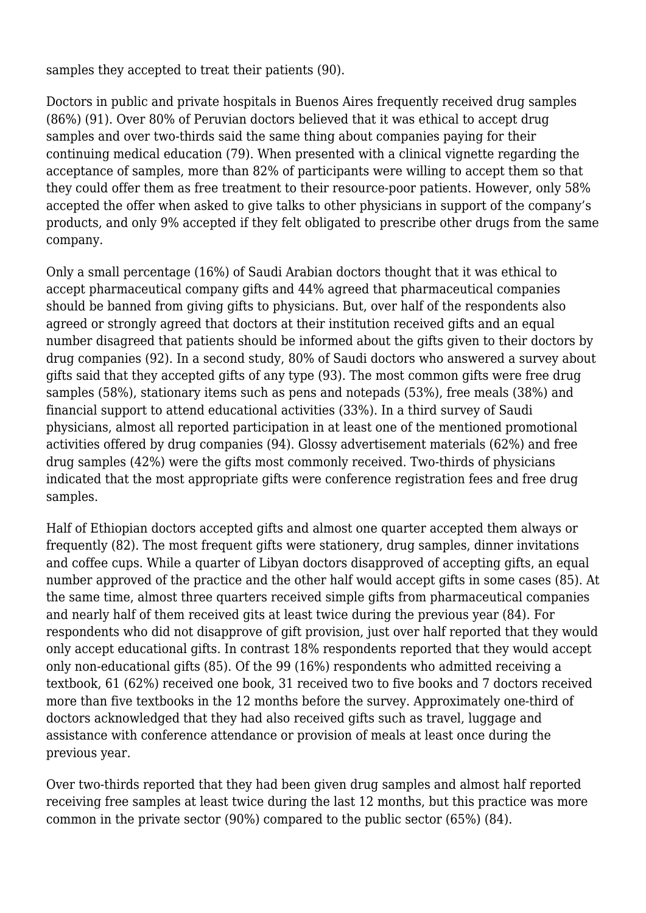samples they accepted to treat their patients (90).

Doctors in public and private hospitals in Buenos Aires frequently received drug samples (86%) (91). Over 80% of Peruvian doctors believed that it was ethical to accept drug samples and over two-thirds said the same thing about companies paying for their continuing medical education (79). When presented with a clinical vignette regarding the acceptance of samples, more than 82% of participants were willing to accept them so that they could offer them as free treatment to their resource-poor patients. However, only 58% accepted the offer when asked to give talks to other physicians in support of the company's products, and only 9% accepted if they felt obligated to prescribe other drugs from the same company.

Only a small percentage (16%) of Saudi Arabian doctors thought that it was ethical to accept pharmaceutical company gifts and 44% agreed that pharmaceutical companies should be banned from giving gifts to physicians. But, over half of the respondents also agreed or strongly agreed that doctors at their institution received gifts and an equal number disagreed that patients should be informed about the gifts given to their doctors by drug companies (92). In a second study, 80% of Saudi doctors who answered a survey about gifts said that they accepted gifts of any type (93). The most common gifts were free drug samples (58%), stationary items such as pens and notepads (53%), free meals (38%) and financial support to attend educational activities (33%). In a third survey of Saudi physicians, almost all reported participation in at least one of the mentioned promotional activities offered by drug companies (94). Glossy advertisement materials (62%) and free drug samples (42%) were the gifts most commonly received. Two-thirds of physicians indicated that the most appropriate gifts were conference registration fees and free drug samples.

Half of Ethiopian doctors accepted gifts and almost one quarter accepted them always or frequently (82). The most frequent gifts were stationery, drug samples, dinner invitations and coffee cups. While a quarter of Libyan doctors disapproved of accepting gifts, an equal number approved of the practice and the other half would accept gifts in some cases (85). At the same time, almost three quarters received simple gifts from pharmaceutical companies and nearly half of them received gits at least twice during the previous year (84). For respondents who did not disapprove of gift provision, just over half reported that they would only accept educational gifts. In contrast 18% respondents reported that they would accept only non-educational gifts (85). Of the 99 (16%) respondents who admitted receiving a textbook, 61 (62%) received one book, 31 received two to five books and 7 doctors received more than five textbooks in the 12 months before the survey. Approximately one-third of doctors acknowledged that they had also received gifts such as travel, luggage and assistance with conference attendance or provision of meals at least once during the previous year.

Over two-thirds reported that they had been given drug samples and almost half reported receiving free samples at least twice during the last 12 months, but this practice was more common in the private sector (90%) compared to the public sector (65%) (84).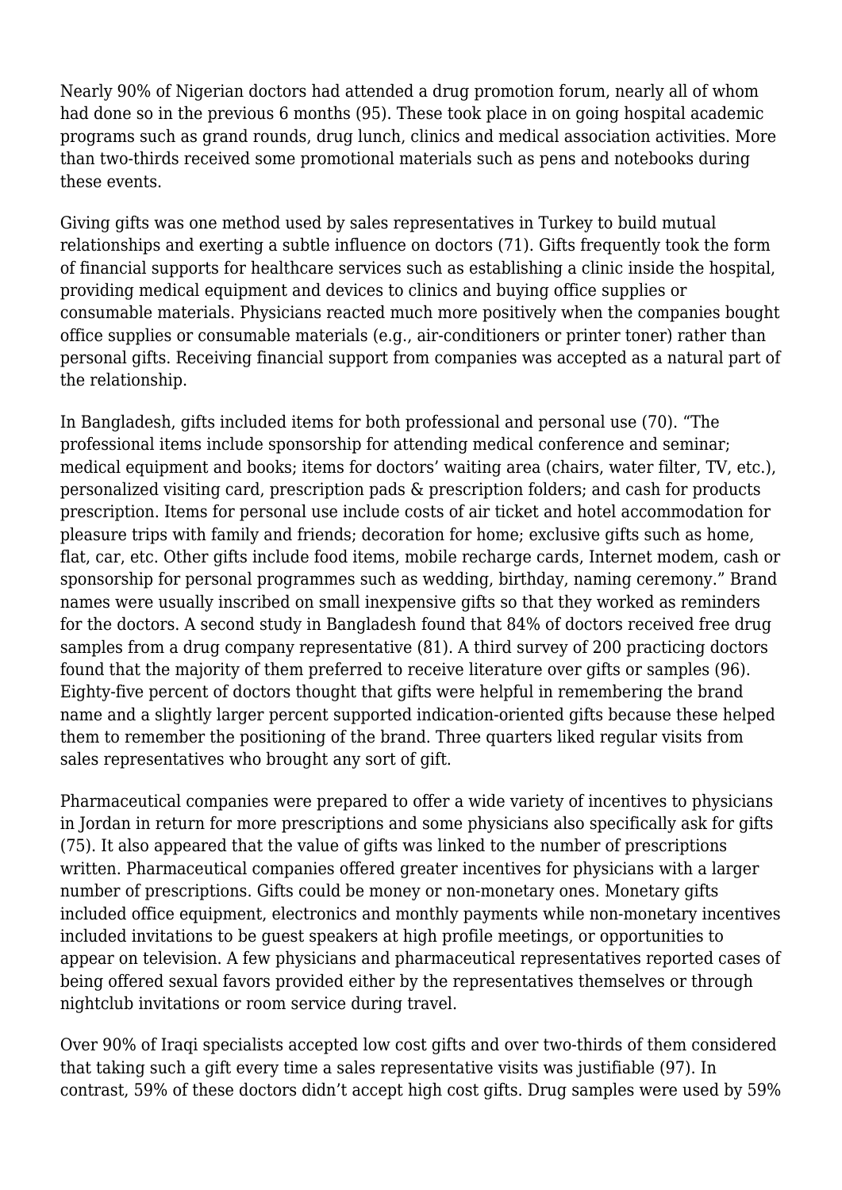Nearly 90% of Nigerian doctors had attended a drug promotion forum, nearly all of whom had done so in the previous 6 months (95). These took place in on going hospital academic programs such as grand rounds, drug lunch, clinics and medical association activities. More than two-thirds received some promotional materials such as pens and notebooks during these events.

Giving gifts was one method used by sales representatives in Turkey to build mutual relationships and exerting a subtle influence on doctors (71). Gifts frequently took the form of financial supports for healthcare services such as establishing a clinic inside the hospital, providing medical equipment and devices to clinics and buying office supplies or consumable materials. Physicians reacted much more positively when the companies bought office supplies or consumable materials (e.g., air-conditioners or printer toner) rather than personal gifts. Receiving financial support from companies was accepted as a natural part of the relationship.

In Bangladesh, gifts included items for both professional and personal use (70). "The professional items include sponsorship for attending medical conference and seminar; medical equipment and books; items for doctors' waiting area (chairs, water filter, TV, etc.), personalized visiting card, prescription pads & prescription folders; and cash for products prescription. Items for personal use include costs of air ticket and hotel accommodation for pleasure trips with family and friends; decoration for home; exclusive gifts such as home, flat, car, etc. Other gifts include food items, mobile recharge cards, Internet modem, cash or sponsorship for personal programmes such as wedding, birthday, naming ceremony." Brand names were usually inscribed on small inexpensive gifts so that they worked as reminders for the doctors. A second study in Bangladesh found that 84% of doctors received free drug samples from a drug company representative (81). A third survey of 200 practicing doctors found that the majority of them preferred to receive literature over gifts or samples (96). Eighty-five percent of doctors thought that gifts were helpful in remembering the brand name and a slightly larger percent supported indication-oriented gifts because these helped them to remember the positioning of the brand. Three quarters liked regular visits from sales representatives who brought any sort of gift.

Pharmaceutical companies were prepared to offer a wide variety of incentives to physicians in Jordan in return for more prescriptions and some physicians also specifically ask for gifts (75). It also appeared that the value of gifts was linked to the number of prescriptions written. Pharmaceutical companies offered greater incentives for physicians with a larger number of prescriptions. Gifts could be money or non-monetary ones. Monetary gifts included office equipment, electronics and monthly payments while non-monetary incentives included invitations to be guest speakers at high profile meetings, or opportunities to appear on television. A few physicians and pharmaceutical representatives reported cases of being offered sexual favors provided either by the representatives themselves or through nightclub invitations or room service during travel.

Over 90% of Iraqi specialists accepted low cost gifts and over two-thirds of them considered that taking such a gift every time a sales representative visits was justifiable (97). In contrast, 59% of these doctors didn't accept high cost gifts. Drug samples were used by 59%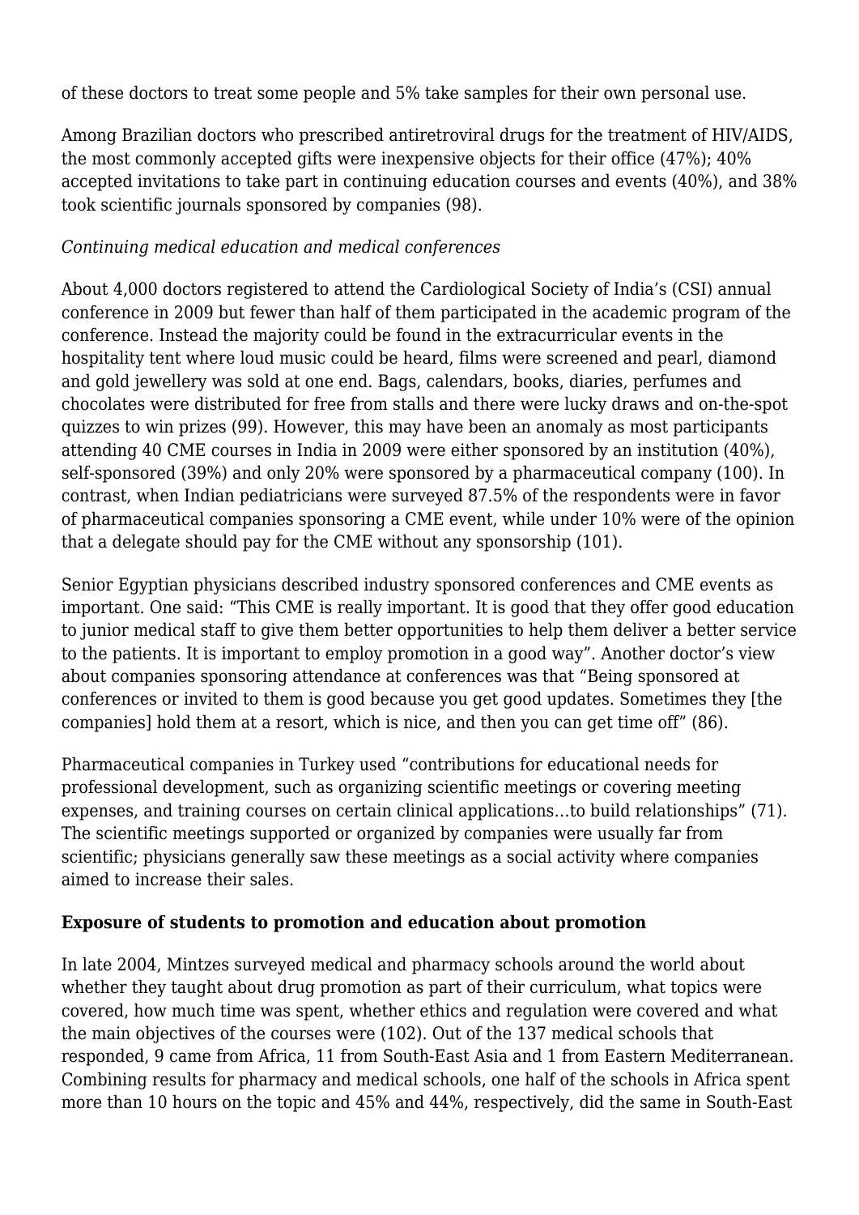of these doctors to treat some people and 5% take samples for their own personal use.

Among Brazilian doctors who prescribed antiretroviral drugs for the treatment of HIV/AIDS, the most commonly accepted gifts were inexpensive objects for their office (47%); 40% accepted invitations to take part in continuing education courses and events (40%), and 38% took scientific journals sponsored by companies (98).

*Continuing medical education and medical conferences*

About 4,000 doctors registered to attend the Cardiological Society of India's (CSI) annual conference in 2009 but fewer than half of them participated in the academic program of the conference. Instead the majority could be found in the extracurricular events in the hospitality tent where loud music could be heard, films were screened and pearl, diamond and gold jewellery was sold at one end. Bags, calendars, books, diaries, perfumes and chocolates were distributed for free from stalls and there were lucky draws and on-the-spot quizzes to win prizes (99). However, this may have been an anomaly as most participants attending 40 CME courses in India in 2009 were either sponsored by an institution (40%), self-sponsored (39%) and only 20% were sponsored by a pharmaceutical company (100). In contrast, when Indian pediatricians were surveyed 87.5% of the respondents were in favor of pharmaceutical companies sponsoring a CME event, while under 10% were of the opinion that a delegate should pay for the CME without any sponsorship (101).

Senior Egyptian physicians described industry sponsored conferences and CME events as important. One said: "This CME is really important. It is good that they offer good education to junior medical staff to give them better opportunities to help them deliver a better service to the patients. It is important to employ promotion in a good way". Another doctor's view about companies sponsoring attendance at conferences was that "Being sponsored at conferences or invited to them is good because you get good updates. Sometimes they [the companies] hold them at a resort, which is nice, and then you can get time off" (86).

Pharmaceutical companies in Turkey used "contributions for educational needs for professional development, such as organizing scientific meetings or covering meeting expenses, and training courses on certain clinical applications…to build relationships" (71). The scientific meetings supported or organized by companies were usually far from scientific; physicians generally saw these meetings as a social activity where companies aimed to increase their sales.

**Exposure of students to promotion and education about promotion**

In late 2004, Mintzes surveyed medical and pharmacy schools around the world about whether they taught about drug promotion as part of their curriculum, what topics were covered, how much time was spent, whether ethics and regulation were covered and what the main objectives of the courses were (102). Out of the 137 medical schools that responded, 9 came from Africa, 11 from South-East Asia and 1 from Eastern Mediterranean. Combining results for pharmacy and medical schools, one half of the schools in Africa spent more than 10 hours on the topic and 45% and 44%, respectively, did the same in South-East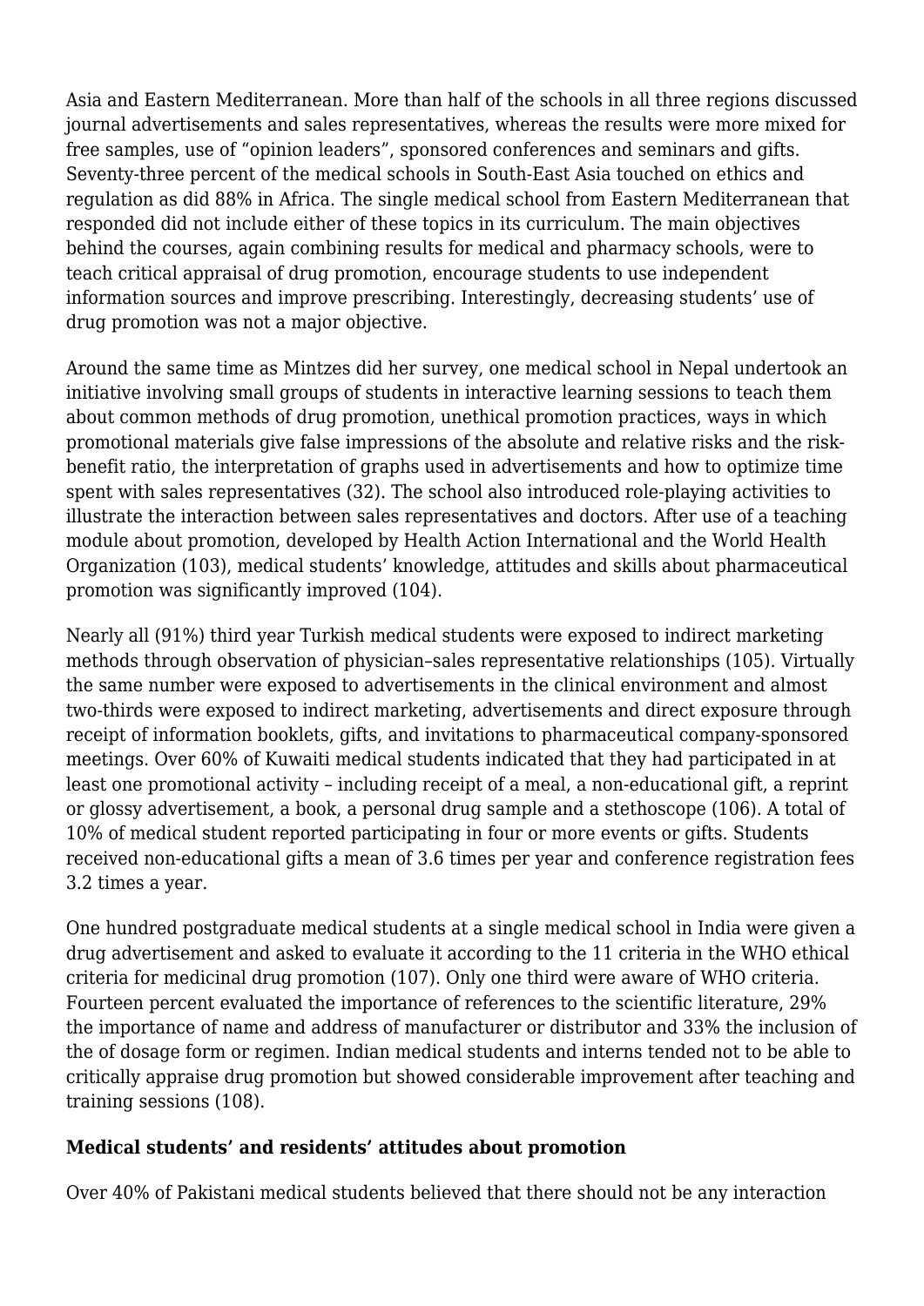Asia and Eastern Mediterranean. More than half of the schools in all three regions discussed journal advertisements and sales representatives, whereas the results were more mixed for free samples, use of "opinion leaders", sponsored conferences and seminars and gifts. Seventy-three percent of the medical schools in South-East Asia touched on ethics and regulation as did 88% in Africa. The single medical school from Eastern Mediterranean that responded did not include either of these topics in its curriculum. The main objectives behind the courses, again combining results for medical and pharmacy schools, were to teach critical appraisal of drug promotion, encourage students to use independent information sources and improve prescribing. Interestingly, decreasing students' use of drug promotion was not a major objective.

Around the same time as Mintzes did her survey, one medical school in Nepal undertook an initiative involving small groups of students in interactive learning sessions to teach them about common methods of drug promotion, unethical promotion practices, ways in which promotional materials give false impressions of the absolute and relative risks and the risk-benefit ratio, the interpretation of graphs used in advertisements and how to optimize time spent with sales representatives (32). The school also introduced role-playing activities to illustrate the interaction between sales representatives and doctors. After use of a teaching module about promotion, developed by Health Action International and the World Health Organization (103), medical students' knowledge, attitudes and skills about pharmaceutical promotion was significantly improved (104).

Nearly all (91%) third year Turkish medical students were exposed to indirect marketing methods through observation of physician–sales representative relationships (105). Virtually the same number were exposed to advertisements in the clinical environment and almost two-thirds were exposed to indirect marketing, advertisements and direct exposure through receipt of information booklets, gifts, and invitations to pharmaceutical company-sponsored meetings. Over 60% of Kuwaiti medical students indicated that they had participated in at least one promotional activity – including receipt of a meal, a non-educational gift, a reprint or glossy advertisement, a book, a personal drug sample and a stethoscope (106). A total of 10% of medical student reported participating in four or more events or gifts. Students received non-educational gifts a mean of 3.6 times per year and conference registration fees 3.2 times a year.

One hundred postgraduate medical students at a single medical school in India were given a drug advertisement and asked to evaluate it according to the 11 criteria in the WHO ethical criteria for medicinal drug promotion (107). Only one third were aware of WHO criteria. Fourteen percent evaluated the importance of references to the scientific literature, 29% the importance of name and address of manufacturer or distributor and 33% the inclusion of the of dosage form or regimen. Indian medical students and interns tended not to be able to critically appraise drug promotion but showed considerable improvement after teaching and training sessions (108).

### Medical students' and residents' attitudes about promotion

Over 40% of Pakistani medical students believed that there should not be any interaction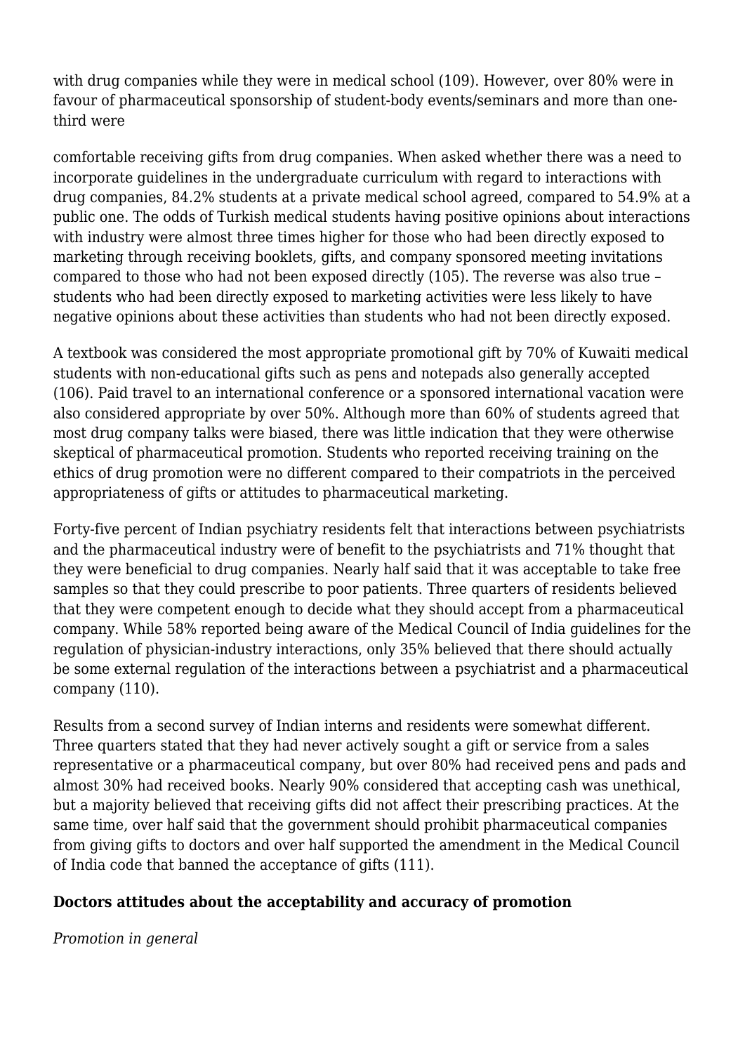with drug companies while they were in medical school (109). However, over 80% were in favour of pharmaceutical sponsorship of student-body events/seminars and more than one-third were comfortable receiving gifts from drug companies. When asked whether there was a need to incorporate guidelines in the undergraduate curriculum with regard to interactions with drug companies, 84.2% students at a private medical school agreed, compared to 54.9% at a public one. The odds of Turkish medical students having positive opinions about interactions with industry were almost three times higher for those who had been directly exposed to marketing through receiving booklets, gifts, and company sponsored meeting invitations compared to those who had not been exposed directly (105). The reverse was also true – students who had been directly exposed to marketing activities were less likely to have negative opinions about these activities than students who had not been directly exposed.

A textbook was considered the most appropriate promotional gift by 70% of Kuwaiti medical students with non-educational gifts such as pens and notepads also generally accepted (106). Paid travel to an international conference or a sponsored international vacation were also considered appropriate by over 50%. Although more than 60% of students agreed that most drug company talks were biased, there was little indication that they were otherwise skeptical of pharmaceutical promotion. Students who reported receiving training on the ethics of drug promotion were no different compared to their compatriots in the perceived appropriateness of gifts or attitudes to pharmaceutical marketing.

Forty-five percent of Indian psychiatry residents felt that interactions between psychiatrists and the pharmaceutical industry were of benefit to the psychiatrists and 71% thought that they were beneficial to drug companies. Nearly half said that it was acceptable to take free samples so that they could prescribe to poor patients. Three quarters of residents believed that they were competent enough to decide what they should accept from a pharmaceutical company. While 58% reported being aware of the Medical Council of India guidelines for the regulation of physician-industry interactions, only 35% believed that there should actually be some external regulation of the interactions between a psychiatrist and a pharmaceutical company (110).

Results from a second survey of Indian interns and residents were somewhat different. Three quarters stated that they had never actively sought a gift or service from a sales representative or a pharmaceutical company, but over 80% had received pens and pads and almost 30% had received books. Nearly 90% considered that accepting cash was unethical, but a majority believed that receiving gifts did not affect their prescribing practices. At the same time, over half said that the government should prohibit pharmaceutical companies from giving gifts to doctors and over half supported the amendment in the Medical Council of India code that banned the acceptance of gifts (111).

**Doctors attitudes about the acceptability and accuracy of promotion**

*Promotion in general*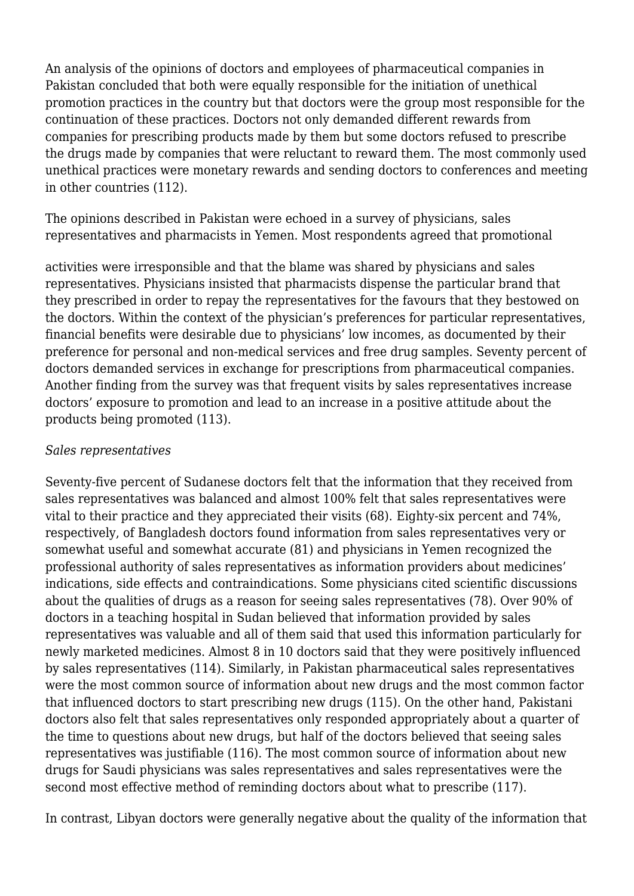An analysis of the opinions of doctors and employees of pharmaceutical companies in Pakistan concluded that both were equally responsible for the initiation of unethical promotion practices in the country but that doctors were the group most responsible for the continuation of these practices. Doctors not only demanded different rewards from companies for prescribing products made by them but some doctors refused to prescribe the drugs made by companies that were reluctant to reward them. The most commonly used unethical practices were monetary rewards and sending doctors to conferences and meeting in other countries (112).

The opinions described in Pakistan were echoed in a survey of physicians, sales representatives and pharmacists in Yemen. Most respondents agreed that promotional activities were irresponsible and that the blame was shared by physicians and sales representatives. Physicians insisted that pharmacists dispense the particular brand that they prescribed in order to repay the representatives for the favours that they bestowed on the doctors. Within the context of the physician's preferences for particular representatives, financial benefits were desirable due to physicians' low incomes, as documented by their preference for personal and non-medical services and free drug samples. Seventy percent of doctors demanded services in exchange for prescriptions from pharmaceutical companies. Another finding from the survey was that frequent visits by sales representatives increase doctors' exposure to promotion and lead to an increase in a positive attitude about the products being promoted (113).

*Sales representatives*

Seventy-five percent of Sudanese doctors felt that the information that they received from sales representatives was balanced and almost 100% felt that sales representatives were vital to their practice and they appreciated their visits (68). Eighty-six percent and 74%, respectively, of Bangladesh doctors found information from sales representatives very or somewhat useful and somewhat accurate (81) and physicians in Yemen recognized the professional authority of sales representatives as information providers about medicines' indications, side effects and contraindications. Some physicians cited scientific discussions about the qualities of drugs as a reason for seeing sales representatives (78). Over 90% of doctors in a teaching hospital in Sudan believed that information provided by sales representatives was valuable and all of them said that used this information particularly for newly marketed medicines. Almost 8 in 10 doctors said that they were positively influenced by sales representatives (114). Similarly, in Pakistan pharmaceutical sales representatives were the most common source of information about new drugs and the most common factor that influenced doctors to start prescribing new drugs (115). On the other hand, Pakistani doctors also felt that sales representatives only responded appropriately about a quarter of the time to questions about new drugs, but half of the doctors believed that seeing sales representatives was justifiable (116). The most common source of information about new drugs for Saudi physicians was sales representatives and sales representatives were the second most effective method of reminding doctors about what to prescribe (117).

In contrast, Libyan doctors were generally negative about the quality of the information that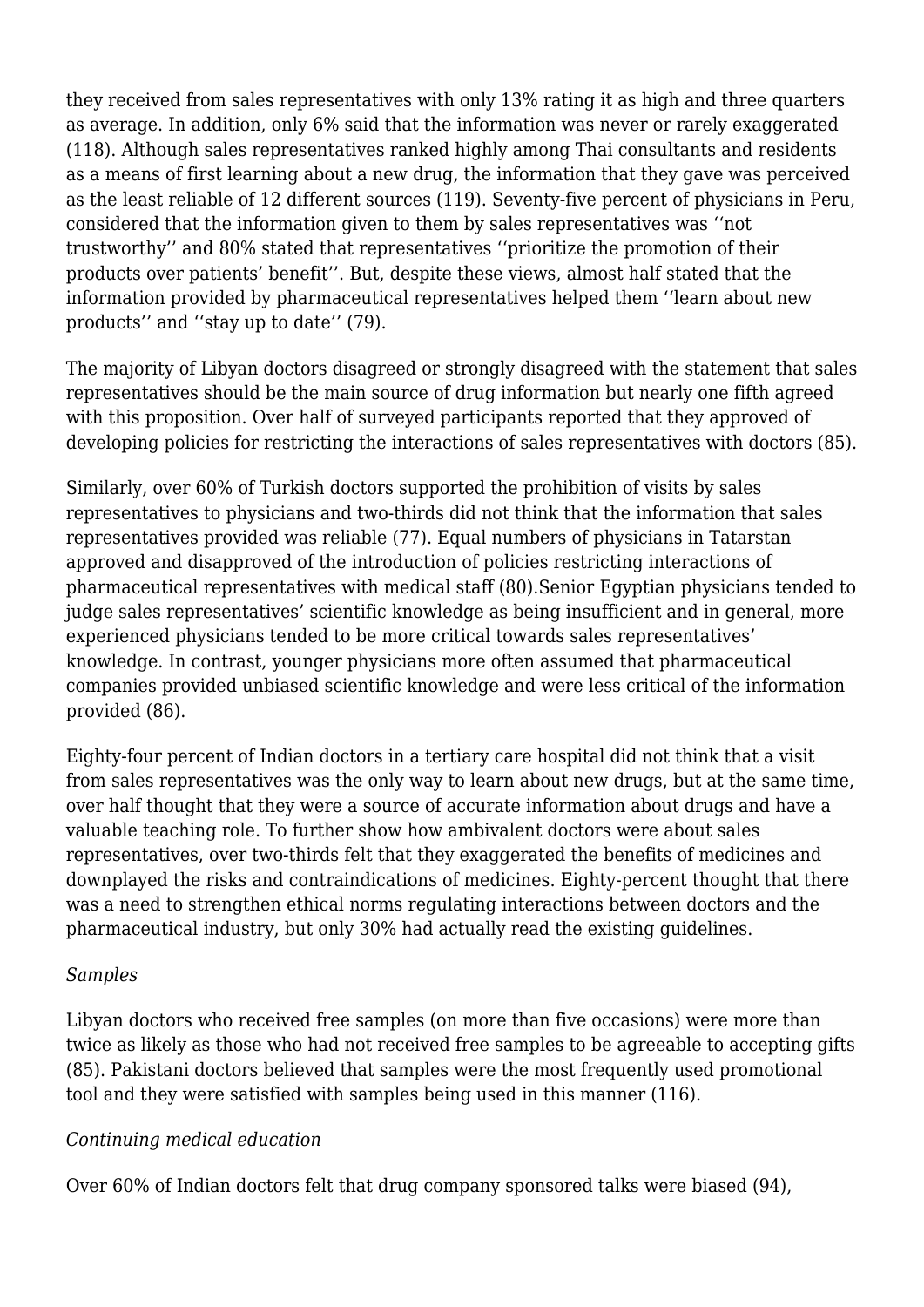they received from sales representatives with only 13% rating it as high and three quarters as average. In addition, only 6% said that the information was never or rarely exaggerated (118). Although sales representatives ranked highly among Thai consultants and residents as a means of first learning about a new drug, the information that they gave was perceived as the least reliable of 12 different sources (119). Seventy-five percent of physicians in Peru, considered that the information given to them by sales representatives was ''not trustworthy'' and 80% stated that representatives ''prioritize the promotion of their products over patients' benefit''. But, despite these views, almost half stated that the information provided by pharmaceutical representatives helped them ''learn about new products'' and ''stay up to date'' (79).

The majority of Libyan doctors disagreed or strongly disagreed with the statement that sales representatives should be the main source of drug information but nearly one fifth agreed with this proposition. Over half of surveyed participants reported that they approved of developing policies for restricting the interactions of sales representatives with doctors (85).

Similarly, over 60% of Turkish doctors supported the prohibition of visits by sales representatives to physicians and two-thirds did not think that the information that sales representatives provided was reliable (77). Equal numbers of physicians in Tatarstan approved and disapproved of the introduction of policies restricting interactions of pharmaceutical representatives with medical staff (80).Senior Egyptian physicians tended to judge sales representatives' scientific knowledge as being insufficient and in general, more experienced physicians tended to be more critical towards sales representatives' knowledge. In contrast, younger physicians more often assumed that pharmaceutical companies provided unbiased scientific knowledge and were less critical of the information provided (86).

Eighty-four percent of Indian doctors in a tertiary care hospital did not think that a visit from sales representatives was the only way to learn about new drugs, but at the same time, over half thought that they were a source of accurate information about drugs and have a valuable teaching role. To further show how ambivalent doctors were about sales representatives, over two-thirds felt that they exaggerated the benefits of medicines and downplayed the risks and contraindications of medicines. Eighty-percent thought that there was a need to strengthen ethical norms regulating interactions between doctors and the pharmaceutical industry, but only 30% had actually read the existing guidelines.

*Samples*

Libyan doctors who received free samples (on more than five occasions) were more than twice as likely as those who had not received free samples to be agreeable to accepting gifts (85). Pakistani doctors believed that samples were the most frequently used promotional tool and they were satisfied with samples being used in this manner (116).

*Continuing medical education*

Over 60% of Indian doctors felt that drug company sponsored talks were biased (94),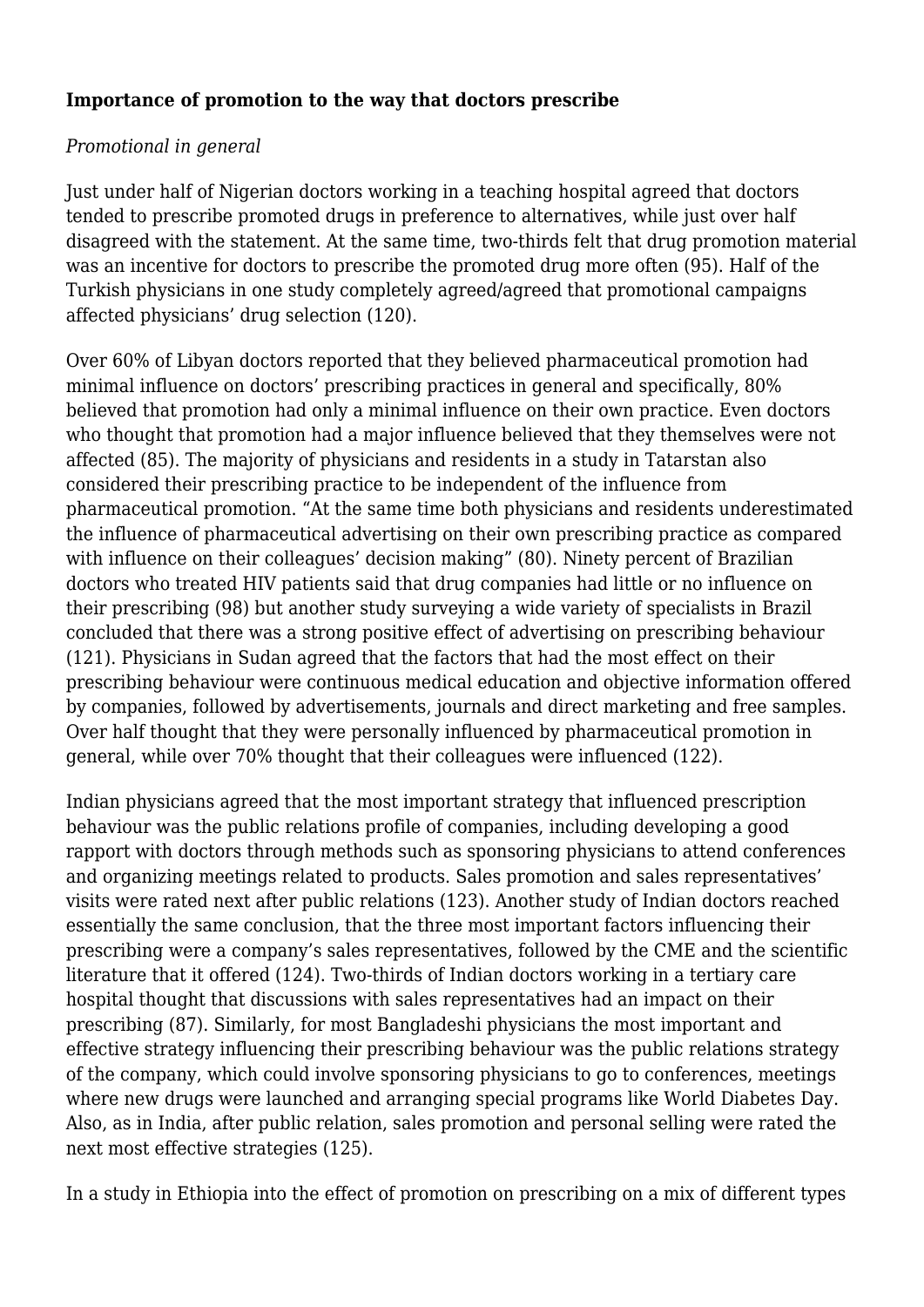**Importance of promotion to the way that doctors prescribe**

*Promotional in general*

Just under half of Nigerian doctors working in a teaching hospital agreed that doctors tended to prescribe promoted drugs in preference to alternatives, while just over half disagreed with the statement. At the same time, two-thirds felt that drug promotion material was an incentive for doctors to prescribe the promoted drug more often (95). Half of the Turkish physicians in one study completely agreed/agreed that promotional campaigns affected physicians' drug selection (120).

Over 60% of Libyan doctors reported that they believed pharmaceutical promotion had minimal influence on doctors' prescribing practices in general and specifically, 80% believed that promotion had only a minimal influence on their own practice. Even doctors who thought that promotion had a major influence believed that they themselves were not affected (85). The majority of physicians and residents in a study in Tatarstan also considered their prescribing practice to be independent of the influence from pharmaceutical promotion. "At the same time both physicians and residents underestimated the influence of pharmaceutical advertising on their own prescribing practice as compared with influence on their colleagues' decision making" (80). Ninety percent of Brazilian doctors who treated HIV patients said that drug companies had little or no influence on their prescribing (98) but another study surveying a wide variety of specialists in Brazil concluded that there was a strong positive effect of advertising on prescribing behaviour (121). Physicians in Sudan agreed that the factors that had the most effect on their prescribing behaviour were continuous medical education and objective information offered by companies, followed by advertisements, journals and direct marketing and free samples. Over half thought that they were personally influenced by pharmaceutical promotion in general, while over 70% thought that their colleagues were influenced (122).

Indian physicians agreed that the most important strategy that influenced prescription behaviour was the public relations profile of companies, including developing a good rapport with doctors through methods such as sponsoring physicians to attend conferences and organizing meetings related to products. Sales promotion and sales representatives' visits were rated next after public relations (123). Another study of Indian doctors reached essentially the same conclusion, that the three most important factors influencing their prescribing were a company's sales representatives, followed by the CME and the scientific literature that it offered (124). Two-thirds of Indian doctors working in a tertiary care hospital thought that discussions with sales representatives had an impact on their prescribing (87). Similarly, for most Bangladeshi physicians the most important and effective strategy influencing their prescribing behaviour was the public relations strategy of the company, which could involve sponsoring physicians to go to conferences, meetings where new drugs were launched and arranging special programs like World Diabetes Day. Also, as in India, after public relation, sales promotion and personal selling were rated the next most effective strategies (125).

In a study in Ethiopia into the effect of promotion on prescribing on a mix of different types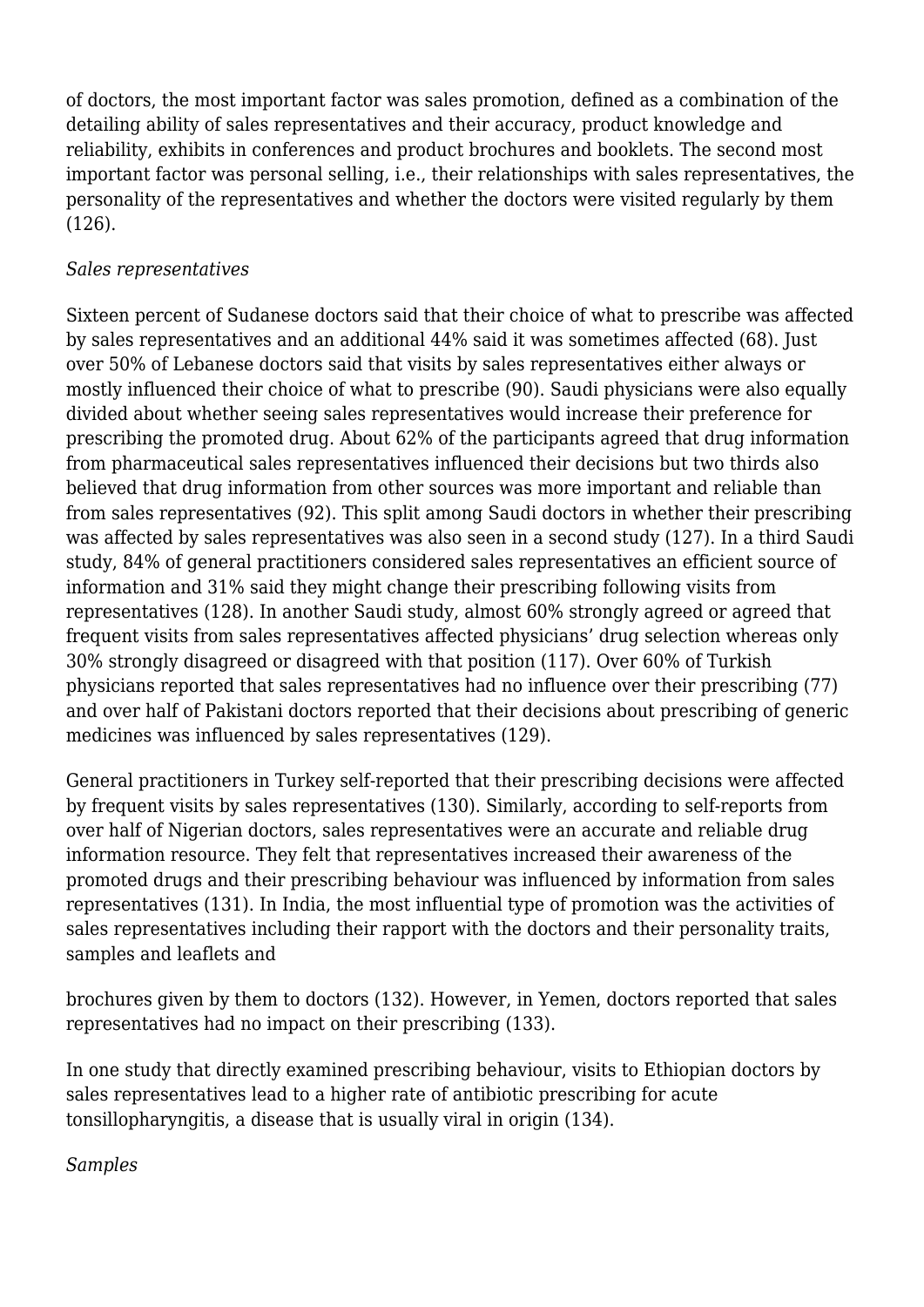of doctors, the most important factor was sales promotion, defined as a combination of the detailing ability of sales representatives and their accuracy, product knowledge and reliability, exhibits in conferences and product brochures and booklets. The second most important factor was personal selling, i.e., their relationships with sales representatives, the personality of the representatives and whether the doctors were visited regularly by them (126).

*Sales representatives*

Sixteen percent of Sudanese doctors said that their choice of what to prescribe was affected by sales representatives and an additional 44% said it was sometimes affected (68). Just over 50% of Lebanese doctors said that visits by sales representatives either always or mostly influenced their choice of what to prescribe (90). Saudi physicians were also equally divided about whether seeing sales representatives would increase their preference for prescribing the promoted drug. About 62% of the participants agreed that drug information from pharmaceutical sales representatives influenced their decisions but two thirds also believed that drug information from other sources was more important and reliable than from sales representatives (92). This split among Saudi doctors in whether their prescribing was affected by sales representatives was also seen in a second study (127). In a third Saudi study, 84% of general practitioners considered sales representatives an efficient source of information and 31% said they might change their prescribing following visits from representatives (128). In another Saudi study, almost 60% strongly agreed or agreed that frequent visits from sales representatives affected physicians' drug selection whereas only 30% strongly disagreed or disagreed with that position (117). Over 60% of Turkish physicians reported that sales representatives had no influence over their prescribing (77) and over half of Pakistani doctors reported that their decisions about prescribing of generic medicines was influenced by sales representatives (129).

General practitioners in Turkey self-reported that their prescribing decisions were affected by frequent visits by sales representatives (130). Similarly, according to self-reports from over half of Nigerian doctors, sales representatives were an accurate and reliable drug information resource. They felt that representatives increased their awareness of the promoted drugs and their prescribing behaviour was influenced by information from sales representatives (131). In India, the most influential type of promotion was the activities of sales representatives including their rapport with the doctors and their personality traits, samples and leaflets and brochures given by them to doctors (132). However, in Yemen, doctors reported that sales representatives had no impact on their prescribing (133).

In one study that directly examined prescribing behaviour, visits to Ethiopian doctors by sales representatives lead to a higher rate of antibiotic prescribing for acute tonsillopharyngitis, a disease that is usually viral in origin (134).

*Samples*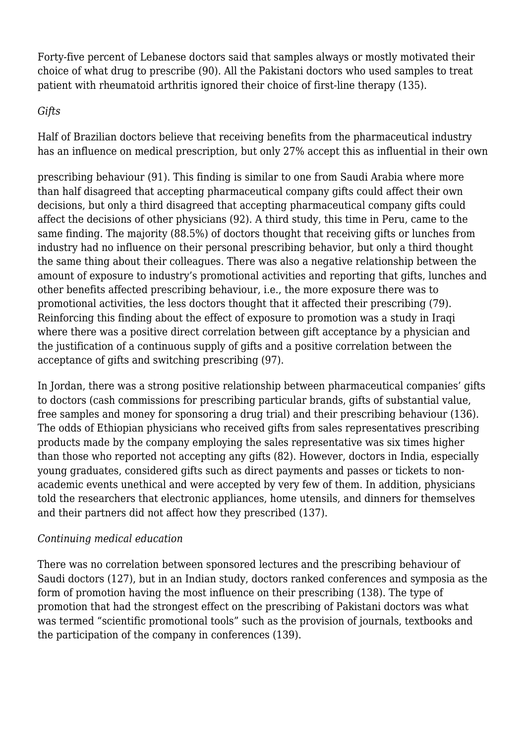Forty-five percent of Lebanese doctors said that samples always or mostly motivated their choice of what drug to prescribe (90). All the Pakistani doctors who used samples to treat patient with rheumatoid arthritis ignored their choice of first-line therapy (135).

*Gifts*

Half of Brazilian doctors believe that receiving benefits from the pharmaceutical industry has an influence on medical prescription, but only 27% accept this as influential in their own prescribing behaviour (91). This finding is similar to one from Saudi Arabia where more than half disagreed that accepting pharmaceutical company gifts could affect their own decisions, but only a third disagreed that accepting pharmaceutical company gifts could affect the decisions of other physicians (92). A third study, this time in Peru, came to the same finding. The majority (88.5%) of doctors thought that receiving gifts or lunches from industry had no influence on their personal prescribing behavior, but only a third thought the same thing about their colleagues. There was also a negative relationship between the amount of exposure to industry's promotional activities and reporting that gifts, lunches and other benefits affected prescribing behaviour, i.e., the more exposure there was to promotional activities, the less doctors thought that it affected their prescribing (79). Reinforcing this finding about the effect of exposure to promotion was a study in Iraqi where there was a positive direct correlation between gift acceptance by a physician and the justification of a continuous supply of gifts and a positive correlation between the acceptance of gifts and switching prescribing (97).

In Jordan, there was a strong positive relationship between pharmaceutical companies' gifts to doctors (cash commissions for prescribing particular brands, gifts of substantial value, free samples and money for sponsoring a drug trial) and their prescribing behaviour (136). The odds of Ethiopian physicians who received gifts from sales representatives prescribing products made by the company employing the sales representative was six times higher than those who reported not accepting any gifts (82). However, doctors in India, especially young graduates, considered gifts such as direct payments and passes or tickets to non-academic events unethical and were accepted by very few of them. In addition, physicians told the researchers that electronic appliances, home utensils, and dinners for themselves and their partners did not affect how they prescribed (137).

*Continuing medical education*

There was no correlation between sponsored lectures and the prescribing behaviour of Saudi doctors (127), but in an Indian study, doctors ranked conferences and symposia as the form of promotion having the most influence on their prescribing (138). The type of promotion that had the strongest effect on the prescribing of Pakistani doctors was what was termed "scientific promotional tools" such as the provision of journals, textbooks and the participation of the company in conferences (139).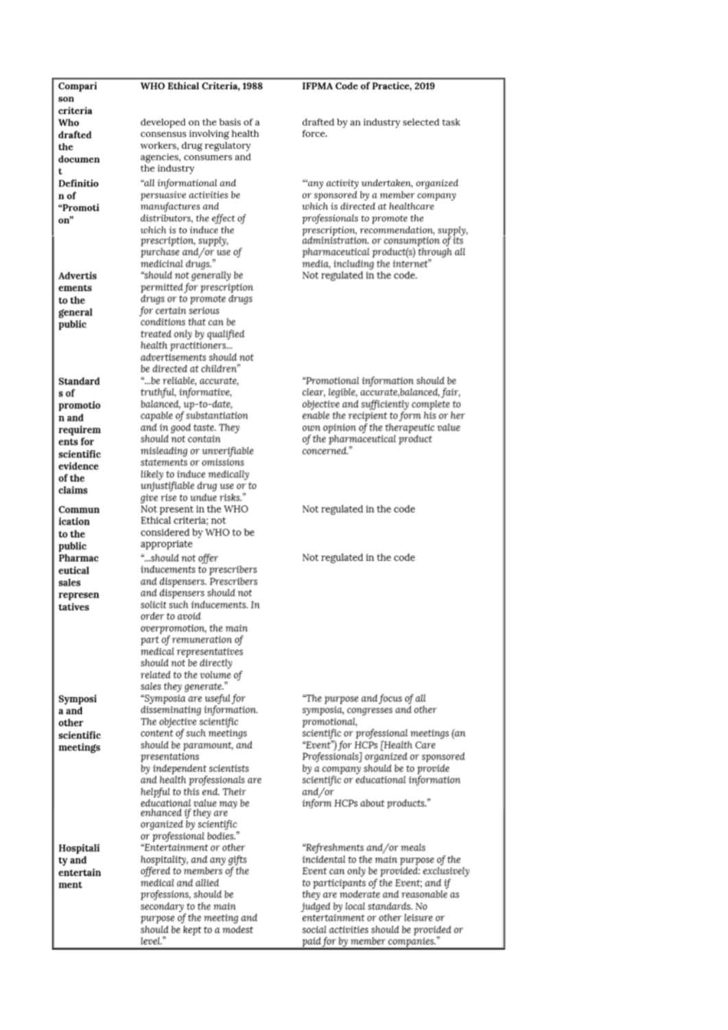| Comparison criteria | WHO Ethical Criteria, 1988 | IFPMA Code of Practice, 2019 |
|---|---|---|
| Who drafted the document | developed on the basis of a consensus involving health workers, drug regulatory agencies, consumers and the industry | drafted by an industry selected task force. |
| Definition of "Promotion" | *"all informational and persuasive activities be manufactures and distributors, the effect of which is to induce the prescription, supply, purchase and/or use of medicinal drugs."* | *"any activity undertaken, organized or sponsored by a member company which is directed at healthcare professionals to promote the prescription, recommendation, supply, administration. or consumption of its pharmaceutical product(s) through all media, including the internet"* |
| Advertisements to the general public | *"should not generally be permitted for prescription drugs or to promote drugs for certain serious conditions that can be treated only by qualified health practitioners... advertisements should not be directed at children"* | Not regulated in the code. |
| Standards of promotion and requirements for scientific evidence of the claims | *"...be reliable, accurate, truthful, informative, balanced, up-to-date, capable of substantiation and in good taste. They should not contain misleading or unverifiable statements or omissions likely to induce medically unjustifiable drug use or to give rise to undue risks."* | *"Promotional information should be clear, legible, accurate,balanced, fair, objective and sufficiently complete to enable the recipient to form his or her own opinion of the therapeutic value of the pharmaceutical product concerned."* |
| Communication to the public | Not present in the WHO Ethical criteria; not considered by WHO to be appropriate | Not regulated in the code |
| Pharmaceutical sales representatives | *"...should not offer inducements to prescribers and dispensers. Prescribers and dispensers should not solicit such inducements. In order to avoid overpromotion, the main part of remuneration of medical representatives should not be directly related to the volume of sales they generate."* | Not regulated in the code |
| Symposia and other scientific meetings | *"Symposia are useful for disseminating information. The objective scientific content of such meetings should be paramount, and presentations by independent scientists and health professionals are helpful to this end. Their educational value may be enhanced if they are organized by scientific or professional bodies."* | *"The purpose and focus of all symposia, congresses and other promotional, scientific or professional meetings (an "Event") for HCPs [Health Care Professionals] organized or sponsored by a company should be to provide scientific or educational information and/or inform HCPs about products."* |
| Hospitality and entertainment | *"Entertainment or other hospitality, and any gifts offered to members of the medical and allied professions, should be secondary to the main purpose of the meeting and should be kept to a modest level."* | *"Refreshments and/or meals incidental to the main purpose of the Event can only be provided: exclusively to participants of the Event; and if they are moderate and reasonable as judged by local standards. No entertainment or other leisure or social activities should be provided or paid for by member companies."* |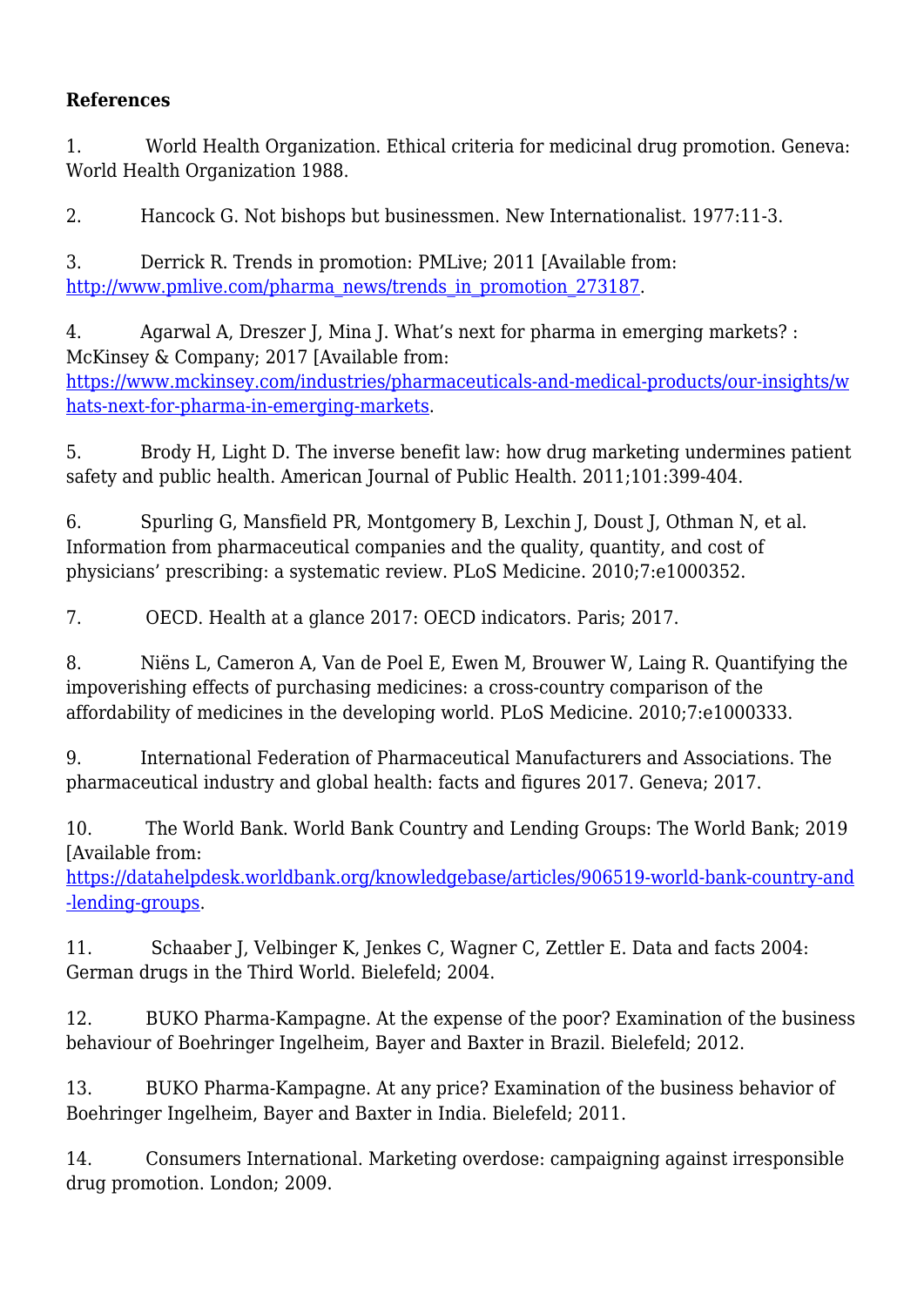**References**

1. World Health Organization. Ethical criteria for medicinal drug promotion. Geneva: World Health Organization 1988.

2. Hancock G. Not bishops but businessmen. New Internationalist. 1977:11-3.

3. Derrick R. Trends in promotion: PMLive; 2011 [Available from: http://www.pmlive.com/pharma_news/trends_in_promotion_273187.

4. Agarwal A, Dreszer J, Mina J. What's next for pharma in emerging markets? : McKinsey & Company; 2017 [Available from: https://www.mckinsey.com/industries/pharmaceuticals-and-medical-products/our-insights/whats-next-for-pharma-in-emerging-markets.

5. Brody H, Light D. The inverse benefit law: how drug marketing undermines patient safety and public health. American Journal of Public Health. 2011;101:399-404.

6. Spurling G, Mansfield PR, Montgomery B, Lexchin J, Doust J, Othman N, et al. Information from pharmaceutical companies and the quality, quantity, and cost of physicians' prescribing: a systematic review. PLoS Medicine. 2010;7:e1000352.

7. OECD. Health at a glance 2017: OECD indicators. Paris; 2017.

8. Niëns L, Cameron A, Van de Poel E, Ewen M, Brouwer W, Laing R. Quantifying the impoverishing effects of purchasing medicines: a cross-country comparison of the affordability of medicines in the developing world. PLoS Medicine. 2010;7:e1000333.

9. International Federation of Pharmaceutical Manufacturers and Associations. The pharmaceutical industry and global health: facts and figures 2017. Geneva; 2017.

10. The World Bank. World Bank Country and Lending Groups: The World Bank; 2019 [Available from: https://datahelpdesk.worldbank.org/knowledgebase/articles/906519-world-bank-country-and-lending-groups.

11. Schaaber J, Velbinger K, Jenkes C, Wagner C, Zettler E. Data and facts 2004: German drugs in the Third World. Bielefeld; 2004.

12. BUKO Pharma-Kampagne. At the expense of the poor? Examination of the business behaviour of Boehringer Ingelheim, Bayer and Baxter in Brazil. Bielefeld; 2012.

13. BUKO Pharma-Kampagne. At any price? Examination of the business behavior of Boehringer Ingelheim, Bayer and Baxter in India. Bielefeld; 2011.

14. Consumers International. Marketing overdose: campaigning against irresponsible drug promotion. London; 2009.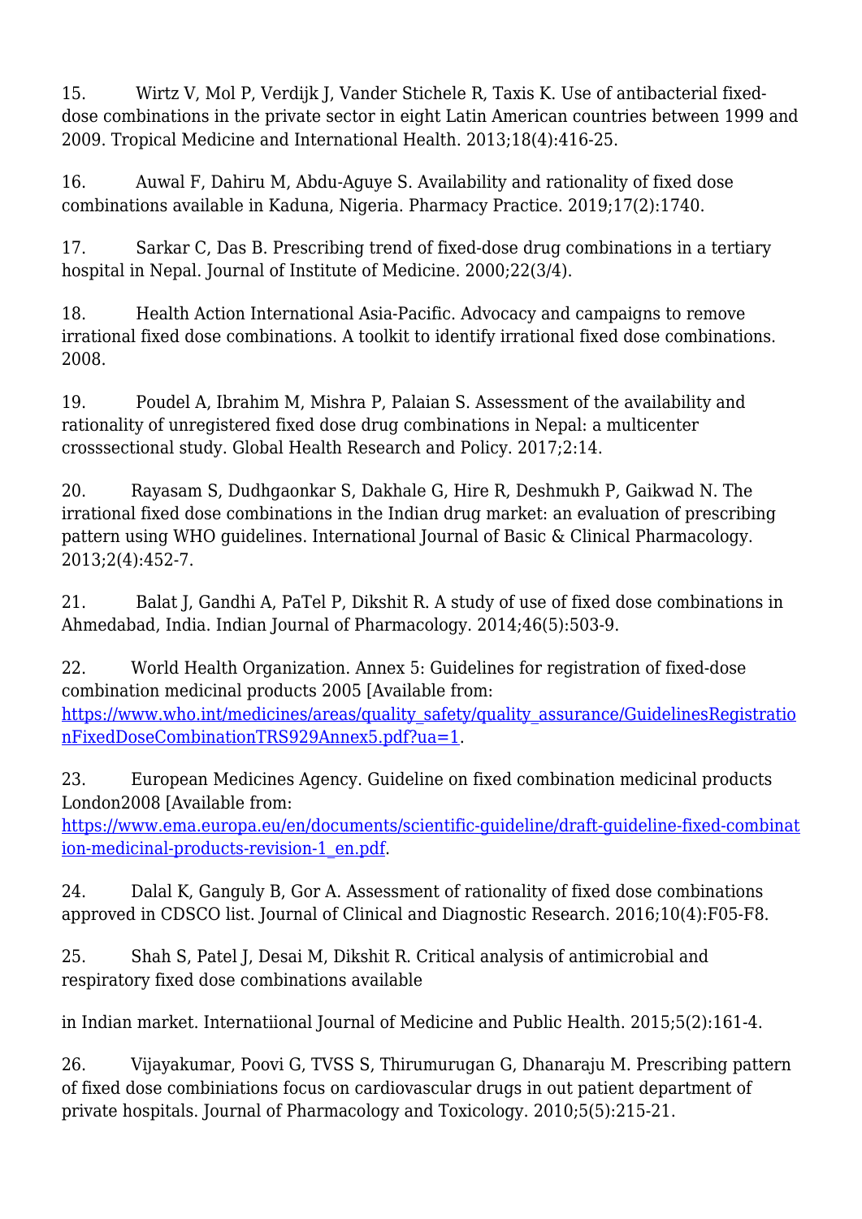15. Wirtz V, Mol P, Verdijk J, Vander Stichele R, Taxis K. Use of antibacterial fixed-dose combinations in the private sector in eight Latin American countries between 1999 and 2009. Tropical Medicine and International Health. 2013;18(4):416-25.

16. Auwal F, Dahiru M, Abdu-Aguye S. Availability and rationality of fixed dose combinations available in Kaduna, Nigeria. Pharmacy Practice. 2019;17(2):1740.

17. Sarkar C, Das B. Prescribing trend of fixed-dose drug combinations in a tertiary hospital in Nepal. Journal of Institute of Medicine. 2000;22(3/4).

18. Health Action International Asia-Pacific. Advocacy and campaigns to remove irrational fixed dose combinations. A toolkit to identify irrational fixed dose combinations. 2008.

19. Poudel A, Ibrahim M, Mishra P, Palaian S. Assessment of the availability and rationality of unregistered fixed dose drug combinations in Nepal: a multicenter crosssectional study. Global Health Research and Policy. 2017;2:14.

20. Rayasam S, Dudhgaonkar S, Dakhale G, Hire R, Deshmukh P, Gaikwad N. The irrational fixed dose combinations in the Indian drug market: an evaluation of prescribing pattern using WHO guidelines. International Journal of Basic & Clinical Pharmacology. 2013;2(4):452-7.

21. Balat J, Gandhi A, PaTel P, Dikshit R. A study of use of fixed dose combinations in Ahmedabad, India. Indian Journal of Pharmacology. 2014;46(5):503-9.

22. World Health Organization. Annex 5: Guidelines for registration of fixed-dose combination medicinal products 2005 [Available from: https://www.who.int/medicines/areas/quality_safety/quality_assurance/GuidelinesRegistrationFixedDoseCombinationTRS929Annex5.pdf?ua=1.

23. European Medicines Agency. Guideline on fixed combination medicinal products London2008 [Available from: https://www.ema.europa.eu/en/documents/scientific-guideline/draft-guideline-fixed-combination-medicinal-products-revision-1_en.pdf.

24. Dalal K, Ganguly B, Gor A. Assessment of rationality of fixed dose combinations approved in CDSCO list. Journal of Clinical and Diagnostic Research. 2016;10(4):F05-F8.

25. Shah S, Patel J, Desai M, Dikshit R. Critical analysis of antimicrobial and respiratory fixed dose combinations available

in Indian market. Internatiional Journal of Medicine and Public Health. 2015;5(2):161-4.

26. Vijayakumar, Poovi G, TVSS S, Thirumurugan G, Dhanaraju M. Prescribing pattern of fixed dose combiniations focus on cardiovascular drugs in out patient department of private hospitals. Journal of Pharmacology and Toxicology. 2010;5(5):215-21.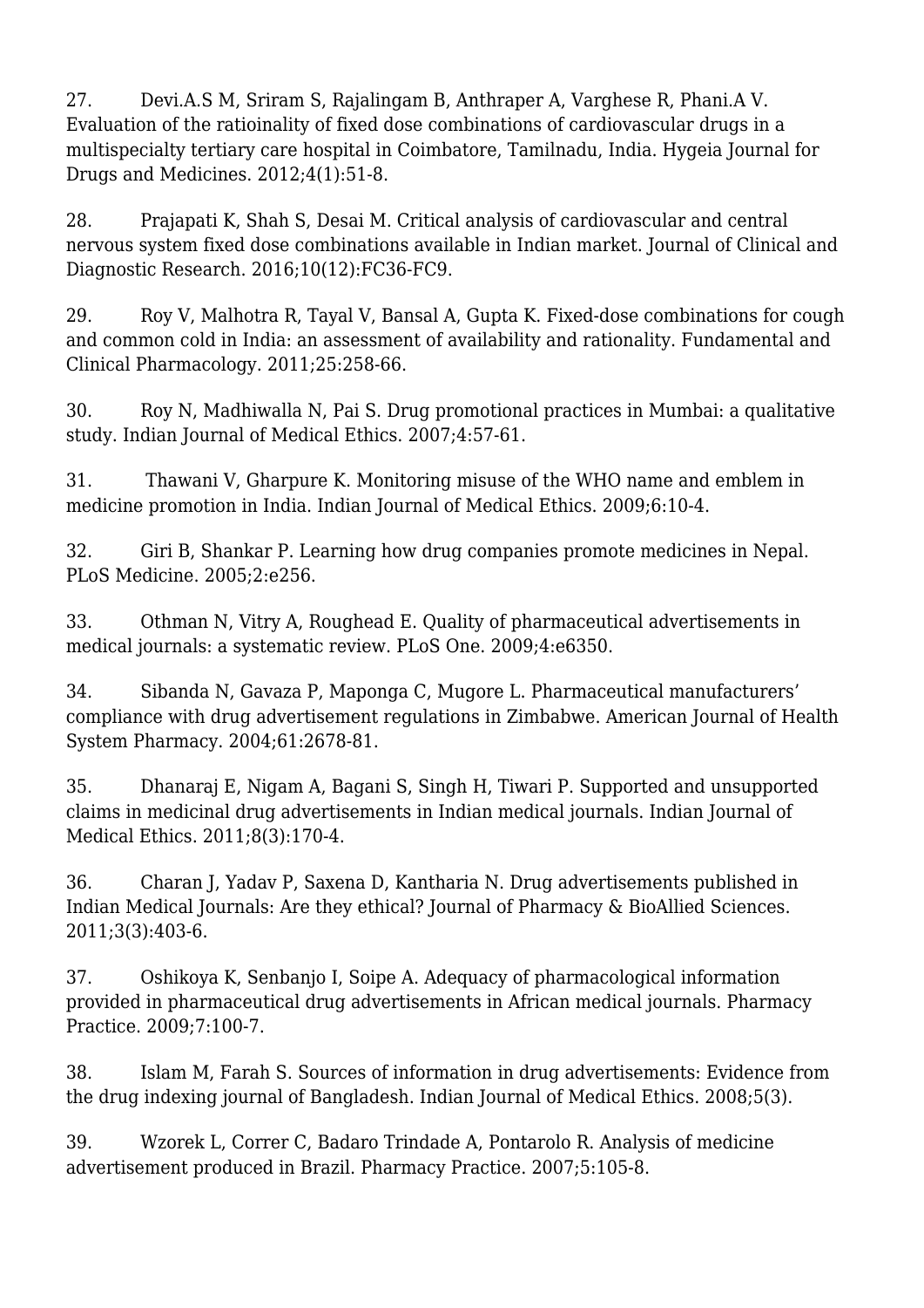27. Devi.A.S M, Sriram S, Rajalingam B, Anthraper A, Varghese R, Phani.A V. Evaluation of the ratioinality of fixed dose combinations of cardiovascular drugs in a multispecialty tertiary care hospital in Coimbatore, Tamilnadu, India. Hygeia Journal for Drugs and Medicines. 2012;4(1):51-8.

28. Prajapati K, Shah S, Desai M. Critical analysis of cardiovascular and central nervous system fixed dose combinations available in Indian market. Journal of Clinical and Diagnostic Research. 2016;10(12):FC36-FC9.

29. Roy V, Malhotra R, Tayal V, Bansal A, Gupta K. Fixed-dose combinations for cough and common cold in India: an assessment of availability and rationality. Fundamental and Clinical Pharmacology. 2011;25:258-66.

30. Roy N, Madhiwalla N, Pai S. Drug promotional practices in Mumbai: a qualitative study. Indian Journal of Medical Ethics. 2007;4:57-61.

31. Thawani V, Gharpure K. Monitoring misuse of the WHO name and emblem in medicine promotion in India. Indian Journal of Medical Ethics. 2009;6:10-4.

32. Giri B, Shankar P. Learning how drug companies promote medicines in Nepal. PLoS Medicine. 2005;2:e256.

33. Othman N, Vitry A, Roughead E. Quality of pharmaceutical advertisements in medical journals: a systematic review. PLoS One. 2009;4:e6350.

34. Sibanda N, Gavaza P, Maponga C, Mugore L. Pharmaceutical manufacturers' compliance with drug advertisement regulations in Zimbabwe. American Journal of Health System Pharmacy. 2004;61:2678-81.

35. Dhanaraj E, Nigam A, Bagani S, Singh H, Tiwari P. Supported and unsupported claims in medicinal drug advertisements in Indian medical journals. Indian Journal of Medical Ethics. 2011;8(3):170-4.

36. Charan J, Yadav P, Saxena D, Kantharia N. Drug advertisements published in Indian Medical Journals: Are they ethical? Journal of Pharmacy & BioAllied Sciences. 2011;3(3):403-6.

37. Oshikoya K, Senbanjo I, Soipe A. Adequacy of pharmacological information provided in pharmaceutical drug advertisements in African medical journals. Pharmacy Practice. 2009;7:100-7.

38. Islam M, Farah S. Sources of information in drug advertisements: Evidence from the drug indexing journal of Bangladesh. Indian Journal of Medical Ethics. 2008;5(3).

39. Wzorek L, Correr C, Badaro Trindade A, Pontarolo R. Analysis of medicine advertisement produced in Brazil. Pharmacy Practice. 2007;5:105-8.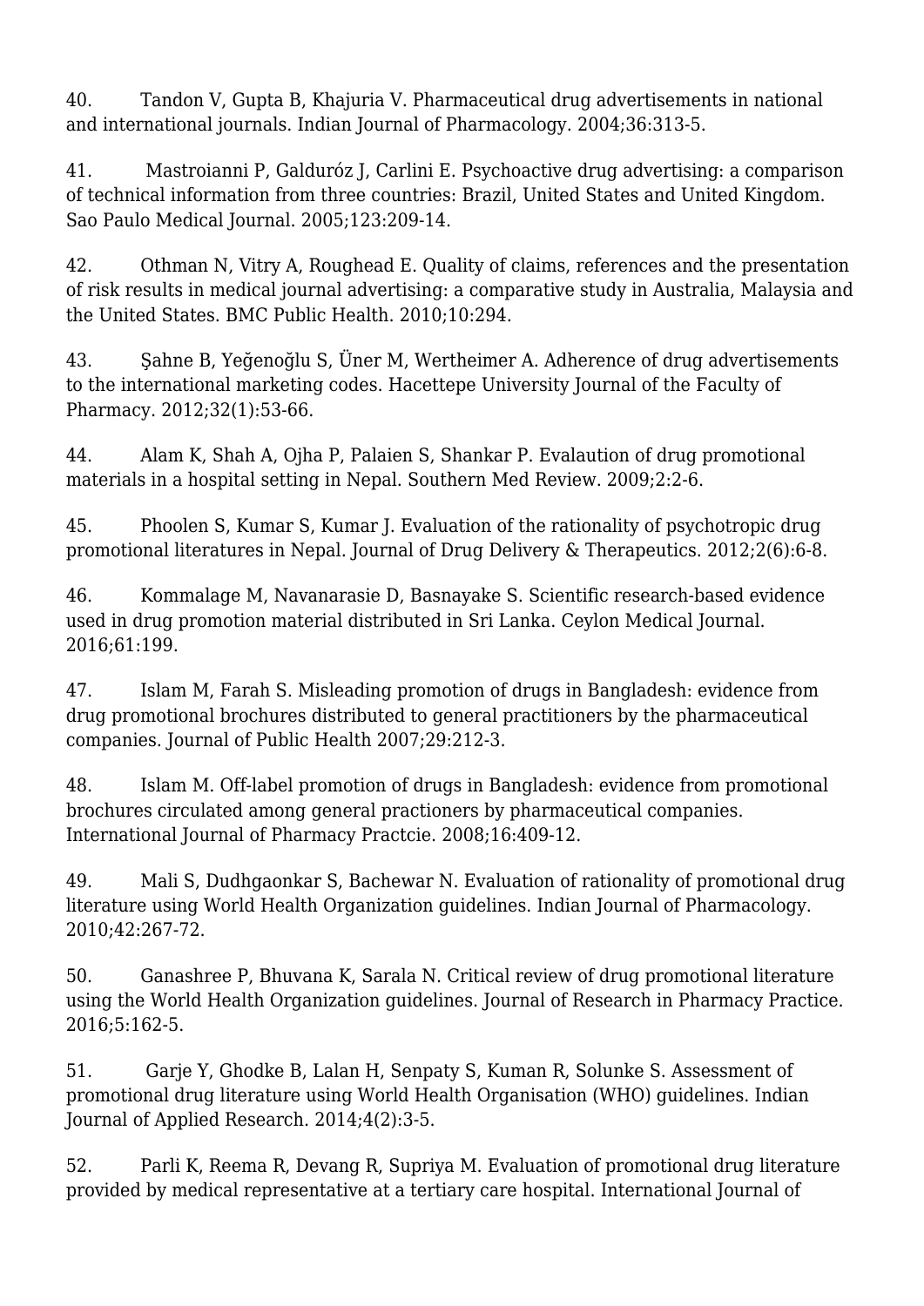40. Tandon V, Gupta B, Khajuria V. Pharmaceutical drug advertisements in national and international journals. Indian Journal of Pharmacology. 2004;36:313-5.

41. Mastroianni P, Galduróz J, Carlini E. Psychoactive drug advertising: a comparison of technical information from three countries: Brazil, United States and United Kingdom. Sao Paulo Medical Journal. 2005;123:209-14.

42. Othman N, Vitry A, Roughead E. Quality of claims, references and the presentation of risk results in medical journal advertising: a comparative study in Australia, Malaysia and the United States. BMC Public Health. 2010;10:294.

43. Şahne B, Yeğenoğlu S, Üner M, Wertheimer A. Adherence of drug advertisements to the international marketing codes. Hacettepe University Journal of the Faculty of Pharmacy. 2012;32(1):53-66.

44. Alam K, Shah A, Ojha P, Palaien S, Shankar P. Evalaution of drug promotional materials in a hospital setting in Nepal. Southern Med Review. 2009;2:2-6.

45. Phoolen S, Kumar S, Kumar J. Evaluation of the rationality of psychotropic drug promotional literatures in Nepal. Journal of Drug Delivery & Therapeutics. 2012;2(6):6-8.

46. Kommalage M, Navanarasie D, Basnayake S. Scientific research-based evidence used in drug promotion material distributed in Sri Lanka. Ceylon Medical Journal. 2016;61:199.

47. Islam M, Farah S. Misleading promotion of drugs in Bangladesh: evidence from drug promotional brochures distributed to general practitioners by the pharmaceutical companies. Journal of Public Health 2007;29:212-3.

48. Islam M. Off-label promotion of drugs in Bangladesh: evidence from promotional brochures circulated among general practioners by pharmaceutical companies. International Journal of Pharmacy Practcie. 2008;16:409-12.

49. Mali S, Dudhgaonkar S, Bachewar N. Evaluation of rationality of promotional drug literature using World Health Organization guidelines. Indian Journal of Pharmacology. 2010;42:267-72.

50. Ganashree P, Bhuvana K, Sarala N. Critical review of drug promotional literature using the World Health Organization guidelines. Journal of Research in Pharmacy Practice. 2016;5:162-5.

51. Garje Y, Ghodke B, Lalan H, Senpaty S, Kuman R, Solunke S. Assessment of promotional drug literature using World Health Organisation (WHO) guidelines. Indian Journal of Applied Research. 2014;4(2):3-5.

52. Parli K, Reema R, Devang R, Supriya M. Evaluation of promotional drug literature provided by medical representative at a tertiary care hospital. International Journal of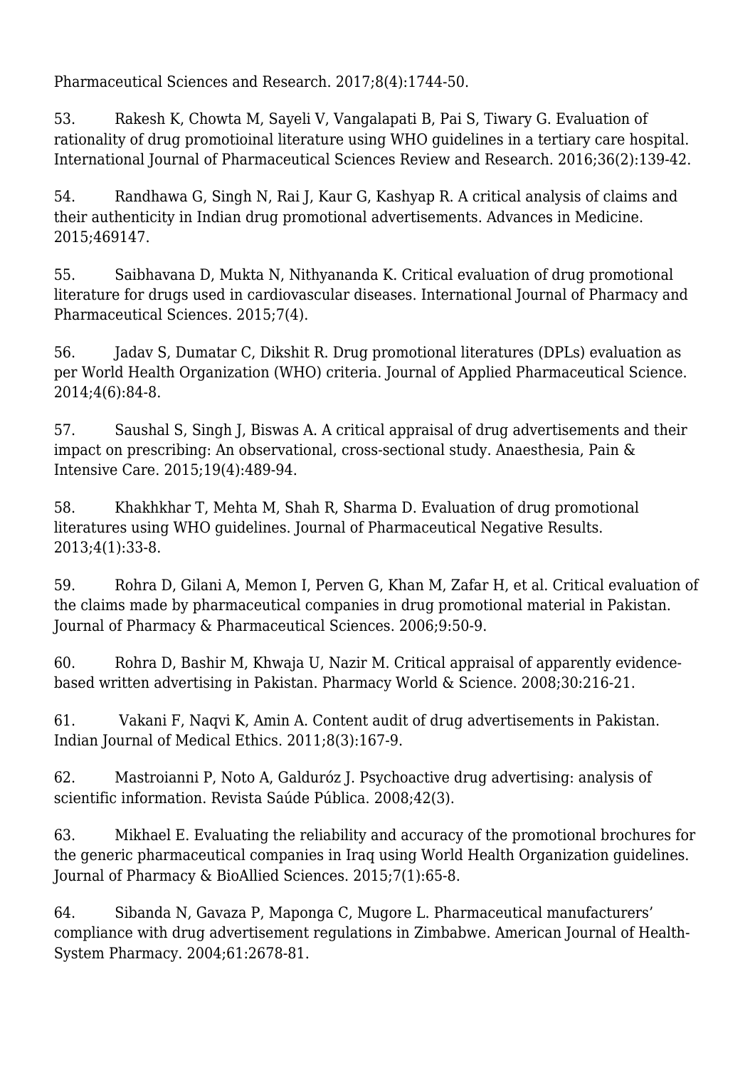Pharmaceutical Sciences and Research. 2017;8(4):1744-50.

53. Rakesh K, Chowta M, Sayeli V, Vangalapati B, Pai S, Tiwary G. Evaluation of rationality of drug promotioinal literature using WHO guidelines in a tertiary care hospital. International Journal of Pharmaceutical Sciences Review and Research. 2016;36(2):139-42.

54. Randhawa G, Singh N, Rai J, Kaur G, Kashyap R. A critical analysis of claims and their authenticity in Indian drug promotional advertisements. Advances in Medicine. 2015;469147.

55. Saibhavana D, Mukta N, Nithyananda K. Critical evaluation of drug promotional literature for drugs used in cardiovascular diseases. International Journal of Pharmacy and Pharmaceutical Sciences. 2015;7(4).

56. Jadav S, Dumatar C, Dikshit R. Drug promotional literatures (DPLs) evaluation as per World Health Organization (WHO) criteria. Journal of Applied Pharmaceutical Science. 2014;4(6):84-8.

57. Saushal S, Singh J, Biswas A. A critical appraisal of drug advertisements and their impact on prescribing: An observational, cross-sectional study. Anaesthesia, Pain & Intensive Care. 2015;19(4):489-94.

58. Khakhkhar T, Mehta M, Shah R, Sharma D. Evaluation of drug promotional literatures using WHO guidelines. Journal of Pharmaceutical Negative Results. 2013;4(1):33-8.

59. Rohra D, Gilani A, Memon I, Perven G, Khan M, Zafar H, et al. Critical evaluation of the claims made by pharmaceutical companies in drug promotional material in Pakistan. Journal of Pharmacy & Pharmaceutical Sciences. 2006;9:50-9.

60. Rohra D, Bashir M, Khwaja U, Nazir M. Critical appraisal of apparently evidence-based written advertising in Pakistan. Pharmacy World & Science. 2008;30:216-21.

61. Vakani F, Naqvi K, Amin A. Content audit of drug advertisements in Pakistan. Indian Journal of Medical Ethics. 2011;8(3):167-9.

62. Mastroianni P, Noto A, Galduróz J. Psychoactive drug advertising: analysis of scientific information. Revista Saúde Pública. 2008;42(3).

63. Mikhael E. Evaluating the reliability and accuracy of the promotional brochures for the generic pharmaceutical companies in Iraq using World Health Organization guidelines. Journal of Pharmacy & BioAllied Sciences. 2015;7(1):65-8.

64. Sibanda N, Gavaza P, Maponga C, Mugore L. Pharmaceutical manufacturers' compliance with drug advertisement regulations in Zimbabwe. American Journal of Health-System Pharmacy. 2004;61:2678-81.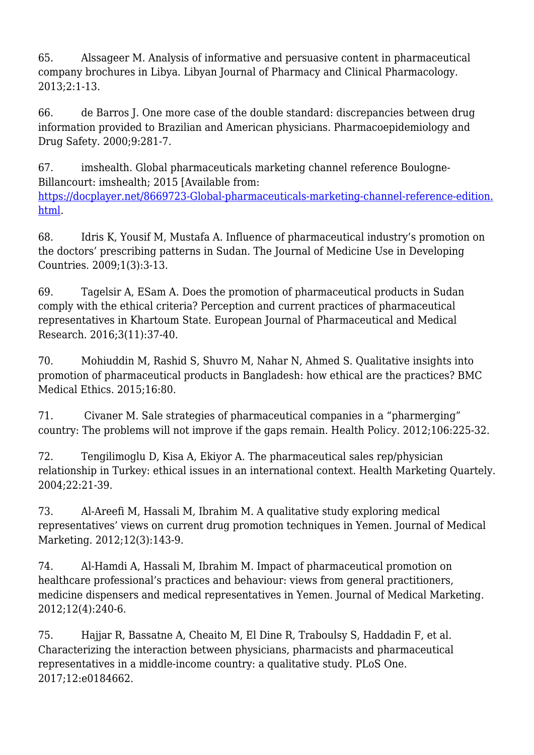65. Alssageer M. Analysis of informative and persuasive content in pharmaceutical company brochures in Libya. Libyan Journal of Pharmacy and Clinical Pharmacology. 2013;2:1-13.

66. de Barros J. One more case of the double standard: discrepancies between drug information provided to Brazilian and American physicians. Pharmacoepidemiology and Drug Safety. 2000;9:281-7.

67. imshealth. Global pharmaceuticals marketing channel reference Boulogne-Billancourt: imshealth; 2015 [Available from: https://docplayer.net/8669723-Global-pharmaceuticals-marketing-channel-reference-edition.html.

68. Idris K, Yousif M, Mustafa A. Influence of pharmaceutical industry's promotion on the doctors' prescribing patterns in Sudan. The Journal of Medicine Use in Developing Countries. 2009;1(3):3-13.

69. Tagelsir A, ESam A. Does the promotion of pharmaceutical products in Sudan comply with the ethical criteria? Perception and current practices of pharmaceutical representatives in Khartoum State. European Journal of Pharmaceutical and Medical Research. 2016;3(11):37-40.

70. Mohiuddin M, Rashid S, Shuvro M, Nahar N, Ahmed S. Qualitative insights into promotion of pharmaceutical products in Bangladesh: how ethical are the practices? BMC Medical Ethics. 2015;16:80.

71. Civaner M. Sale strategies of pharmaceutical companies in a "pharmerging" country: The problems will not improve if the gaps remain. Health Policy. 2012;106:225-32.

72. Tengilimoglu D, Kisa A, Ekiyor A. The pharmaceutical sales rep/physician relationship in Turkey: ethical issues in an international context. Health Marketing Quartely. 2004;22:21-39.

73. Al-Areefi M, Hassali M, Ibrahim M. A qualitative study exploring medical representatives' views on current drug promotion techniques in Yemen. Journal of Medical Marketing. 2012;12(3):143-9.

74. Al-Hamdi A, Hassali M, Ibrahim M. Impact of pharmaceutical promotion on healthcare professional's practices and behaviour: views from general practitioners, medicine dispensers and medical representatives in Yemen. Journal of Medical Marketing. 2012;12(4):240-6.

75. Hajjar R, Bassatne A, Cheaito M, El Dine R, Traboulsy S, Haddadin F, et al. Characterizing the interaction between physicians, pharmacists and pharmaceutical representatives in a middle-income country: a qualitative study. PLoS One. 2017;12:e0184662.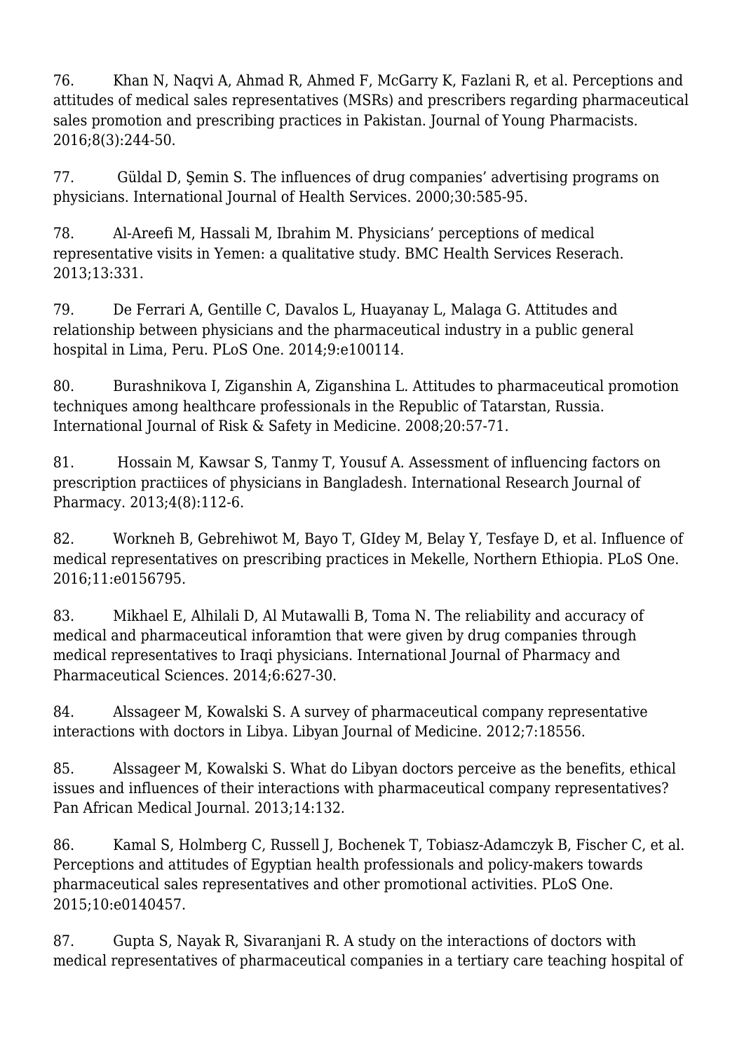76. Khan N, Naqvi A, Ahmad R, Ahmed F, McGarry K, Fazlani R, et al. Perceptions and attitudes of medical sales representatives (MSRs) and prescribers regarding pharmaceutical sales promotion and prescribing practices in Pakistan. Journal of Young Pharmacists. 2016;8(3):244-50.

77. Güldal D, Şemin S. The influences of drug companies' advertising programs on physicians. International Journal of Health Services. 2000;30:585-95.

78. Al-Areefi M, Hassali M, Ibrahim M. Physicians' perceptions of medical representative visits in Yemen: a qualitative study. BMC Health Services Reserach. 2013;13:331.

79. De Ferrari A, Gentille C, Davalos L, Huayanay L, Malaga G. Attitudes and relationship between physicians and the pharmaceutical industry in a public general hospital in Lima, Peru. PLoS One. 2014;9:e100114.

80. Burashnikova I, Ziganshin A, Ziganshina L. Attitudes to pharmaceutical promotion techniques among healthcare professionals in the Republic of Tatarstan, Russia. International Journal of Risk & Safety in Medicine. 2008;20:57-71.

81. Hossain M, Kawsar S, Tanmy T, Yousuf A. Assessment of influencing factors on prescription practiices of physicians in Bangladesh. International Research Journal of Pharmacy. 2013;4(8):112-6.

82. Workneh B, Gebrehiwot M, Bayo T, GIdey M, Belay Y, Tesfaye D, et al. Influence of medical representatives on prescribing practices in Mekelle, Northern Ethiopia. PLoS One. 2016;11:e0156795.

83. Mikhael E, Alhilali D, Al Mutawalli B, Toma N. The reliability and accuracy of medical and pharmaceutical inforamtion that were given by drug companies through medical representatives to Iraqi physicians. International Journal of Pharmacy and Pharmaceutical Sciences. 2014;6:627-30.

84. Alssageer M, Kowalski S. A survey of pharmaceutical company representative interactions with doctors in Libya. Libyan Journal of Medicine. 2012;7:18556.

85. Alssageer M, Kowalski S. What do Libyan doctors perceive as the benefits, ethical issues and influences of their interactions with pharmaceutical company representatives? Pan African Medical Journal. 2013;14:132.

86. Kamal S, Holmberg C, Russell J, Bochenek T, Tobiasz-Adamczyk B, Fischer C, et al. Perceptions and attitudes of Egyptian health professionals and policy-makers towards pharmaceutical sales representatives and other promotional activities. PLoS One. 2015;10:e0140457.

87. Gupta S, Nayak R, Sivaranjani R. A study on the interactions of doctors with medical representatives of pharmaceutical companies in a tertiary care teaching hospital of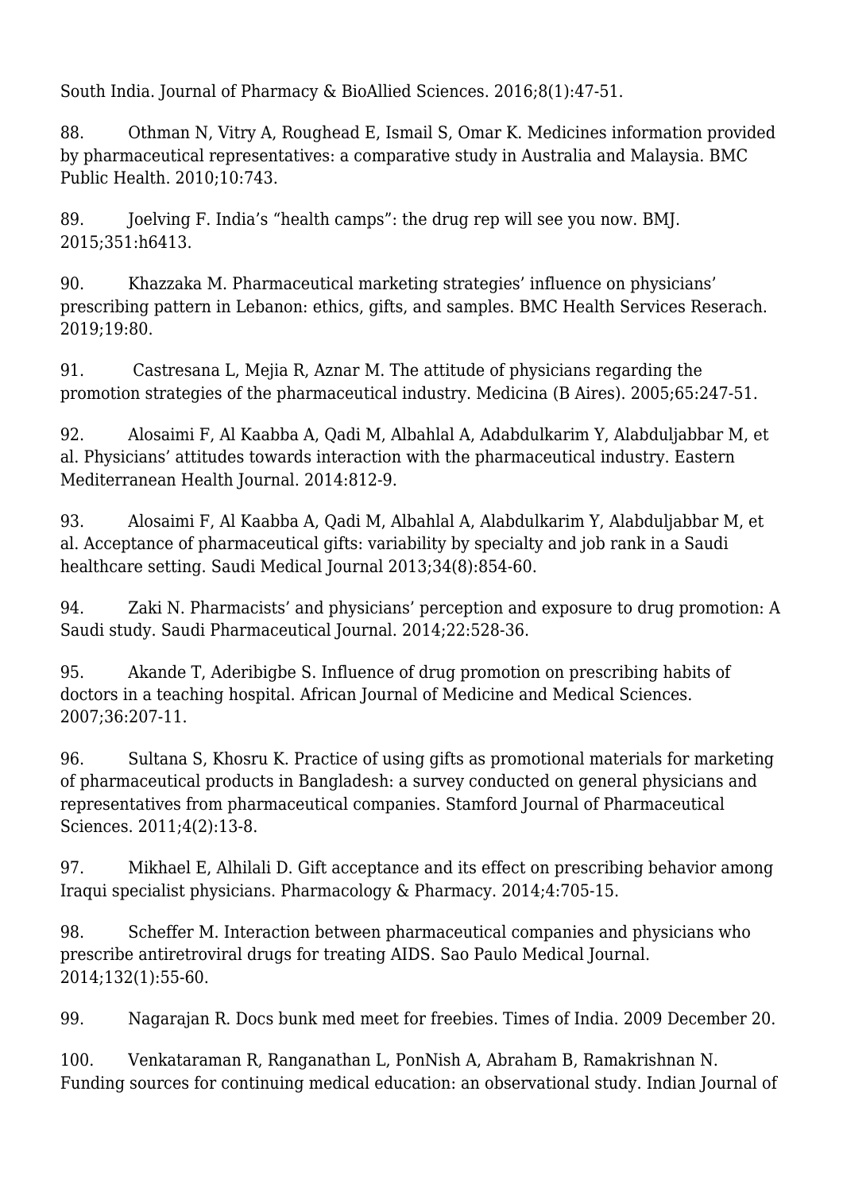South India. Journal of Pharmacy & BioAllied Sciences. 2016;8(1):47-51.

88. Othman N, Vitry A, Roughead E, Ismail S, Omar K. Medicines information provided by pharmaceutical representatives: a comparative study in Australia and Malaysia. BMC Public Health. 2010;10:743.

89. Joelving F. India's "health camps": the drug rep will see you now. BMJ. 2015;351:h6413.

90. Khazzaka M. Pharmaceutical marketing strategies' influence on physicians' prescribing pattern in Lebanon: ethics, gifts, and samples. BMC Health Services Reserach. 2019;19:80.

91. Castresana L, Mejia R, Aznar M. The attitude of physicians regarding the promotion strategies of the pharmaceutical industry. Medicina (B Aires). 2005;65:247-51.

92. Alosaimi F, Al Kaabba A, Qadi M, Albahlal A, Adabdulkarim Y, Alabduljabbar M, et al. Physicians' attitudes towards interaction with the pharmaceutical industry. Eastern Mediterranean Health Journal. 2014:812-9.

93. Alosaimi F, Al Kaabba A, Qadi M, Albahlal A, Alabdulkarim Y, Alabduljabbar M, et al. Acceptance of pharmaceutical gifts: variability by specialty and job rank in a Saudi healthcare setting. Saudi Medical Journal 2013;34(8):854-60.

94. Zaki N. Pharmacists' and physicians' perception and exposure to drug promotion: A Saudi study. Saudi Pharmaceutical Journal. 2014;22:528-36.

95. Akande T, Aderibigbe S. Influence of drug promotion on prescribing habits of doctors in a teaching hospital. African Journal of Medicine and Medical Sciences. 2007;36:207-11.

96. Sultana S, Khosru K. Practice of using gifts as promotional materials for marketing of pharmaceutical products in Bangladesh: a survey conducted on general physicians and representatives from pharmaceutical companies. Stamford Journal of Pharmaceutical Sciences. 2011;4(2):13-8.

97. Mikhael E, Alhilali D. Gift acceptance and its effect on prescribing behavior among Iraqui specialist physicians. Pharmacology & Pharmacy. 2014;4:705-15.

98. Scheffer M. Interaction between pharmaceutical companies and physicians who prescribe antiretroviral drugs for treating AIDS. Sao Paulo Medical Journal. 2014;132(1):55-60.

99. Nagarajan R. Docs bunk med meet for freebies. Times of India. 2009 December 20.

100. Venkataraman R, Ranganathan L, PonNish A, Abraham B, Ramakrishnan N. Funding sources for continuing medical education: an observational study. Indian Journal of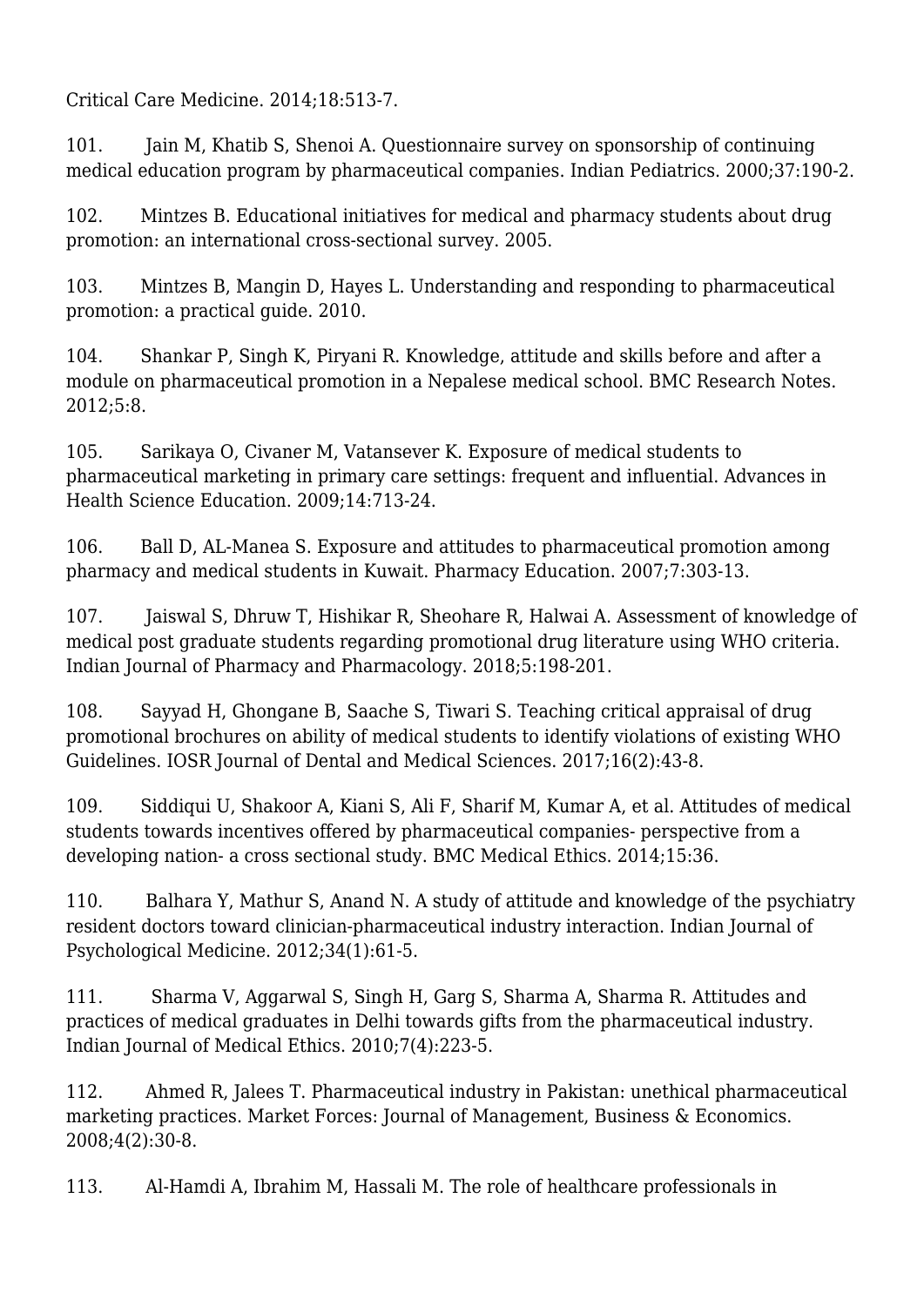Critical Care Medicine. 2014;18:513-7.

101. Jain M, Khatib S, Shenoi A. Questionnaire survey on sponsorship of continuing medical education program by pharmaceutical companies. Indian Pediatrics. 2000;37:190-2.

102. Mintzes B. Educational initiatives for medical and pharmacy students about drug promotion: an international cross-sectional survey. 2005.

103. Mintzes B, Mangin D, Hayes L. Understanding and responding to pharmaceutical promotion: a practical guide. 2010.

104. Shankar P, Singh K, Piryani R. Knowledge, attitude and skills before and after a module on pharmaceutical promotion in a Nepalese medical school. BMC Research Notes. 2012;5:8.

105. Sarikaya O, Civaner M, Vatansever K. Exposure of medical students to pharmaceutical marketing in primary care settings: frequent and influential. Advances in Health Science Education. 2009;14:713-24.

106. Ball D, AL-Manea S. Exposure and attitudes to pharmaceutical promotion among pharmacy and medical students in Kuwait. Pharmacy Education. 2007;7:303-13.

107. Jaiswal S, Dhruw T, Hishikar R, Sheohare R, Halwai A. Assessment of knowledge of medical post graduate students regarding promotional drug literature using WHO criteria. Indian Journal of Pharmacy and Pharmacology. 2018;5:198-201.

108. Sayyad H, Ghongane B, Saache S, Tiwari S. Teaching critical appraisal of drug promotional brochures on ability of medical students to identify violations of existing WHO Guidelines. IOSR Journal of Dental and Medical Sciences. 2017;16(2):43-8.

109. Siddiqui U, Shakoor A, Kiani S, Ali F, Sharif M, Kumar A, et al. Attitudes of medical students towards incentives offered by pharmaceutical companies- perspective from a developing nation- a cross sectional study. BMC Medical Ethics. 2014;15:36.

110. Balhara Y, Mathur S, Anand N. A study of attitude and knowledge of the psychiatry resident doctors toward clinician-pharmaceutical industry interaction. Indian Journal of Psychological Medicine. 2012;34(1):61-5.

111. Sharma V, Aggarwal S, Singh H, Garg S, Sharma A, Sharma R. Attitudes and practices of medical graduates in Delhi towards gifts from the pharmaceutical industry. Indian Journal of Medical Ethics. 2010;7(4):223-5.

112. Ahmed R, Jalees T. Pharmaceutical industry in Pakistan: unethical pharmaceutical marketing practices. Market Forces: Journal of Management, Business & Economics. 2008;4(2):30-8.

113. Al-Hamdi A, Ibrahim M, Hassali M. The role of healthcare professionals in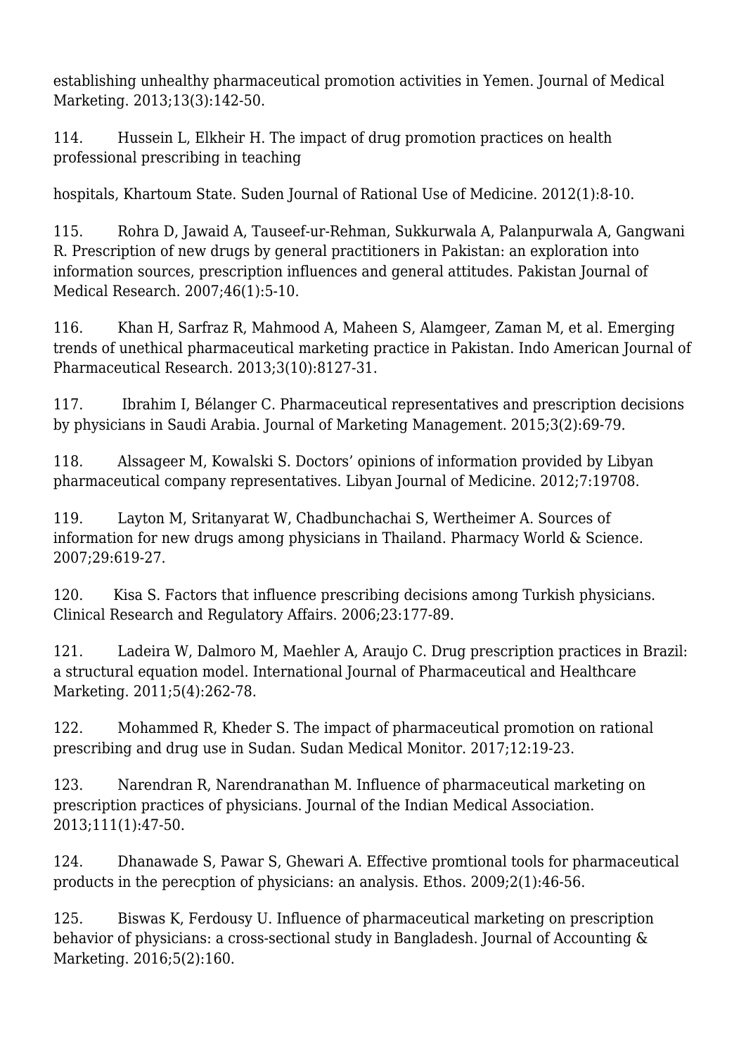establishing unhealthy pharmaceutical promotion activities in Yemen. Journal of Medical Marketing. 2013;13(3):142-50.

114. Hussein L, Elkheir H. The impact of drug promotion practices on health professional prescribing in teaching hospitals, Khartoum State. Suden Journal of Rational Use of Medicine. 2012(1):8-10.

115. Rohra D, Jawaid A, Tauseef-ur-Rehman, Sukkurwala A, Palanpurwala A, Gangwani R. Prescription of new drugs by general practitioners in Pakistan: an exploration into information sources, prescription influences and general attitudes. Pakistan Journal of Medical Research. 2007;46(1):5-10.

116. Khan H, Sarfraz R, Mahmood A, Maheen S, Alamgeer, Zaman M, et al. Emerging trends of unethical pharmaceutical marketing practice in Pakistan. Indo American Journal of Pharmaceutical Research. 2013;3(10):8127-31.

117. Ibrahim I, Bélanger C. Pharmaceutical representatives and prescription decisions by physicians in Saudi Arabia. Journal of Marketing Management. 2015;3(2):69-79.

118. Alssageer M, Kowalski S. Doctors' opinions of information provided by Libyan pharmaceutical company representatives. Libyan Journal of Medicine. 2012;7:19708.

119. Layton M, Sritanyarat W, Chadbunchachai S, Wertheimer A. Sources of information for new drugs among physicians in Thailand. Pharmacy World & Science. 2007;29:619-27.

120. Kisa S. Factors that influence prescribing decisions among Turkish physicians. Clinical Research and Regulatory Affairs. 2006;23:177-89.

121. Ladeira W, Dalmoro M, Maehler A, Araujo C. Drug prescription practices in Brazil: a structural equation model. International Journal of Pharmaceutical and Healthcare Marketing. 2011;5(4):262-78.

122. Mohammed R, Kheder S. The impact of pharmaceutical promotion on rational prescribing and drug use in Sudan. Sudan Medical Monitor. 2017;12:19-23.

123. Narendran R, Narendranathan M. Influence of pharmaceutical marketing on prescription practices of physicians. Journal of the Indian Medical Association. 2013;111(1):47-50.

124. Dhanawade S, Pawar S, Ghewari A. Effective promtional tools for pharmaceutical products in the perecption of physicians: an analysis. Ethos. 2009;2(1):46-56.

125. Biswas K, Ferdousy U. Influence of pharmaceutical marketing on prescription behavior of physicians: a cross-sectional study in Bangladesh. Journal of Accounting & Marketing. 2016;5(2):160.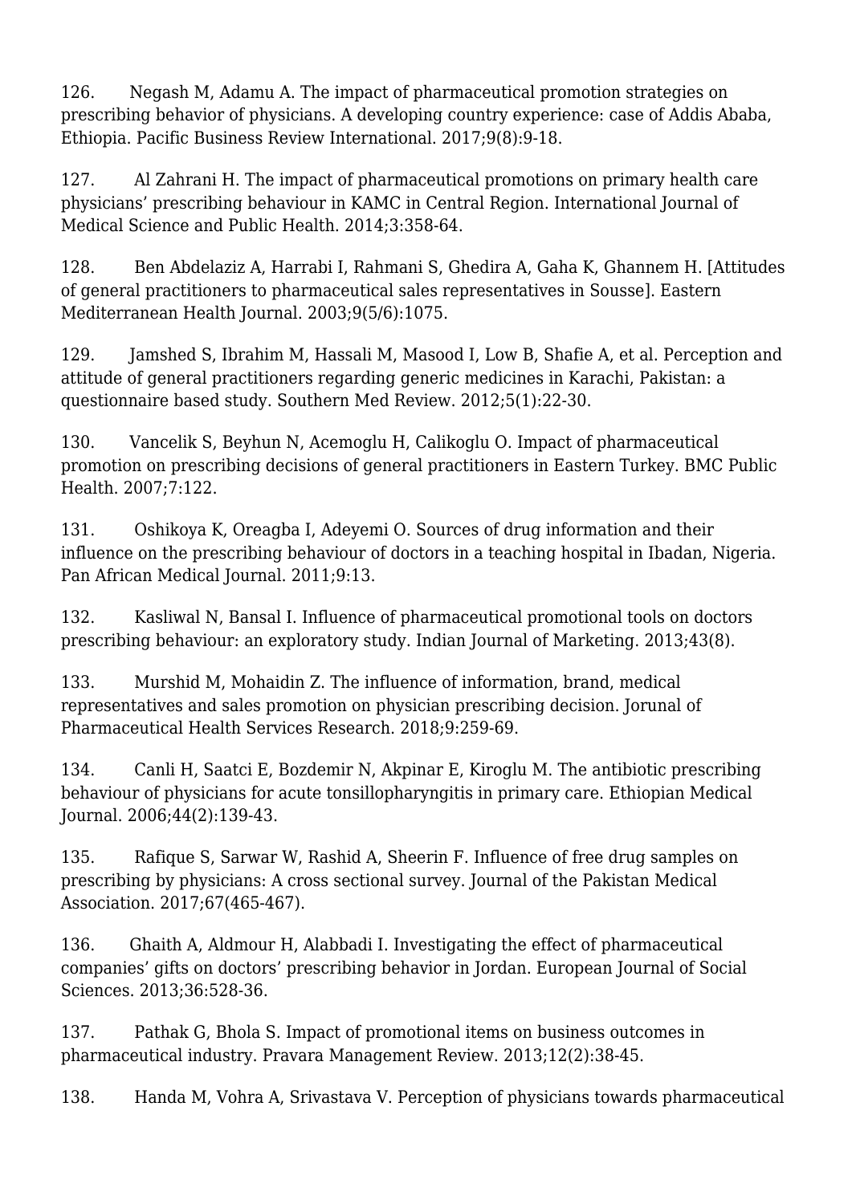126. Negash M, Adamu A. The impact of pharmaceutical promotion strategies on prescribing behavior of physicians. A developing country experience: case of Addis Ababa, Ethiopia. Pacific Business Review International. 2017;9(8):9-18.

127. Al Zahrani H. The impact of pharmaceutical promotions on primary health care physicians' prescribing behaviour in KAMC in Central Region. International Journal of Medical Science and Public Health. 2014;3:358-64.

128. Ben Abdelaziz A, Harrabi I, Rahmani S, Ghedira A, Gaha K, Ghannem H. [Attitudes of general practitioners to pharmaceutical sales representatives in Sousse]. Eastern Mediterranean Health Journal. 2003;9(5/6):1075.

129. Jamshed S, Ibrahim M, Hassali M, Masood I, Low B, Shafie A, et al. Perception and attitude of general practitioners regarding generic medicines in Karachi, Pakistan: a questionnaire based study. Southern Med Review. 2012;5(1):22-30.

130. Vancelik S, Beyhun N, Acemoglu H, Calikoglu O. Impact of pharmaceutical promotion on prescribing decisions of general practitioners in Eastern Turkey. BMC Public Health. 2007;7:122.

131. Oshikoya K, Oreagba I, Adeyemi O. Sources of drug information and their influence on the prescribing behaviour of doctors in a teaching hospital in Ibadan, Nigeria. Pan African Medical Journal. 2011;9:13.

132. Kasliwal N, Bansal I. Influence of pharmaceutical promotional tools on doctors prescribing behaviour: an exploratory study. Indian Journal of Marketing. 2013;43(8).

133. Murshid M, Mohaidin Z. The influence of information, brand, medical representatives and sales promotion on physician prescribing decision. Jorunal of Pharmaceutical Health Services Research. 2018;9:259-69.

134. Canli H, Saatci E, Bozdemir N, Akpinar E, Kiroglu M. The antibiotic prescribing behaviour of physicians for acute tonsillopharyngitis in primary care. Ethiopian Medical Journal. 2006;44(2):139-43.

135. Rafique S, Sarwar W, Rashid A, Sheerin F. Influence of free drug samples on prescribing by physicians: A cross sectional survey. Journal of the Pakistan Medical Association. 2017;67(465-467).

136. Ghaith A, Aldmour H, Alabbadi I. Investigating the effect of pharmaceutical companies' gifts on doctors' prescribing behavior in Jordan. European Journal of Social Sciences. 2013;36:528-36.

137. Pathak G, Bhola S. Impact of promotional items on business outcomes in pharmaceutical industry. Pravara Management Review. 2013;12(2):38-45.

138. Handa M, Vohra A, Srivastava V. Perception of physicians towards pharmaceutical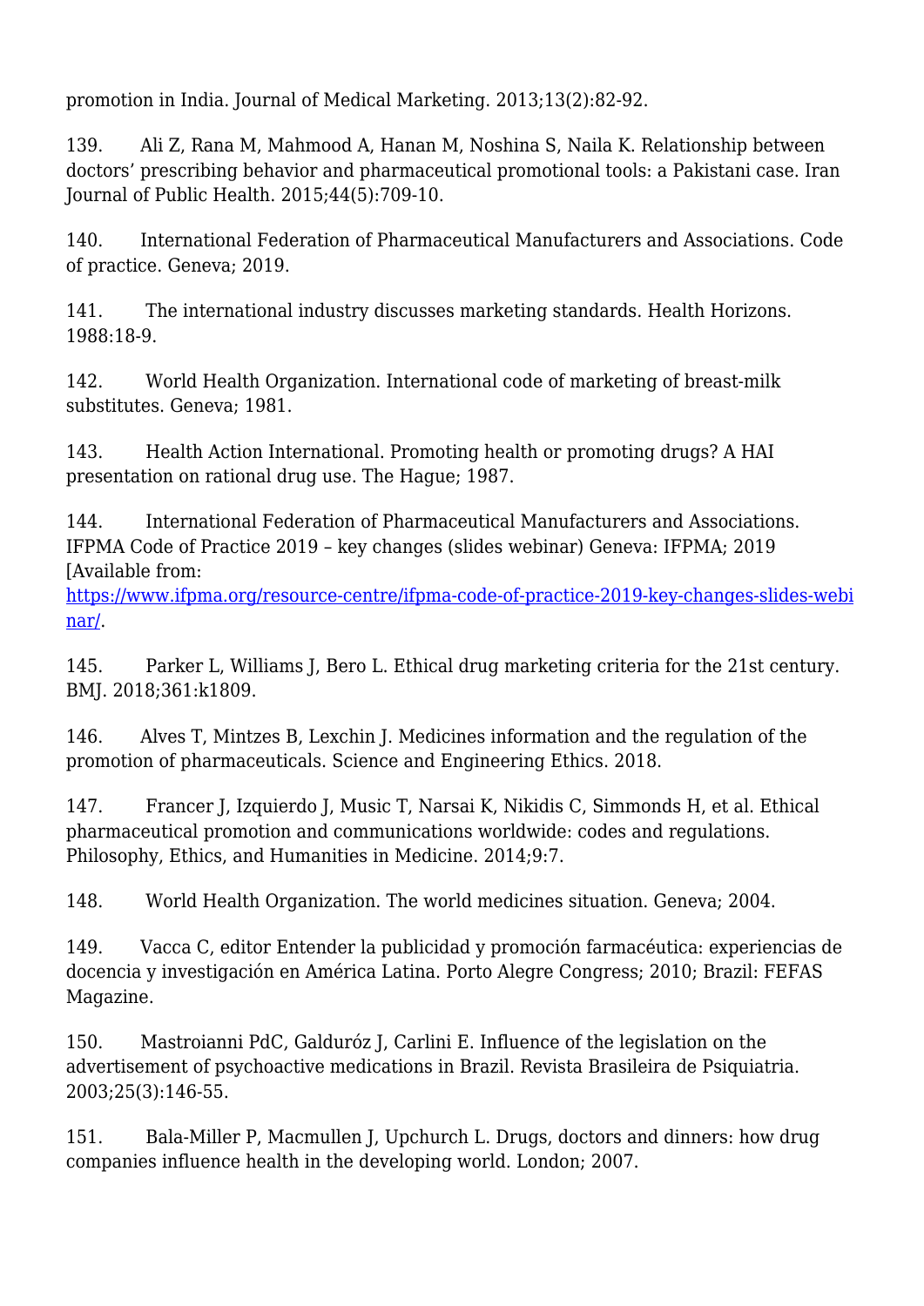promotion in India. Journal of Medical Marketing. 2013;13(2):82-92.

139. Ali Z, Rana M, Mahmood A, Hanan M, Noshina S, Naila K. Relationship between doctors' prescribing behavior and pharmaceutical promotional tools: a Pakistani case. Iran Journal of Public Health. 2015;44(5):709-10.

140. International Federation of Pharmaceutical Manufacturers and Associations. Code of practice. Geneva; 2019.

141. The international industry discusses marketing standards. Health Horizons. 1988:18-9.

142. World Health Organization. International code of marketing of breast-milk substitutes. Geneva; 1981.

143. Health Action International. Promoting health or promoting drugs? A HAI presentation on rational drug use. The Hague; 1987.

144. International Federation of Pharmaceutical Manufacturers and Associations. IFPMA Code of Practice 2019 – key changes (slides webinar) Geneva: IFPMA; 2019 [Available from: https://www.ifpma.org/resource-centre/ifpma-code-of-practice-2019-key-changes-slides-webinar/.

145. Parker L, Williams J, Bero L. Ethical drug marketing criteria for the 21st century. BMJ. 2018;361:k1809.

146. Alves T, Mintzes B, Lexchin J. Medicines information and the regulation of the promotion of pharmaceuticals. Science and Engineering Ethics. 2018.

147. Francer J, Izquierdo J, Music T, Narsai K, Nikidis C, Simmonds H, et al. Ethical pharmaceutical promotion and communications worldwide: codes and regulations. Philosophy, Ethics, and Humanities in Medicine. 2014;9:7.

148. World Health Organization. The world medicines situation. Geneva; 2004.

149. Vacca C, editor Entender la publicidad y promoción farmacéutica: experiencias de docencia y investigación en América Latina. Porto Alegre Congress; 2010; Brazil: FEFAS Magazine.

150. Mastroianni PdC, Galduróz J, Carlini E. Influence of the legislation on the advertisement of psychoactive medications in Brazil. Revista Brasileira de Psiquiatria. 2003;25(3):146-55.

151. Bala-Miller P, Macmullen J, Upchurch L. Drugs, doctors and dinners: how drug companies influence health in the developing world. London; 2007.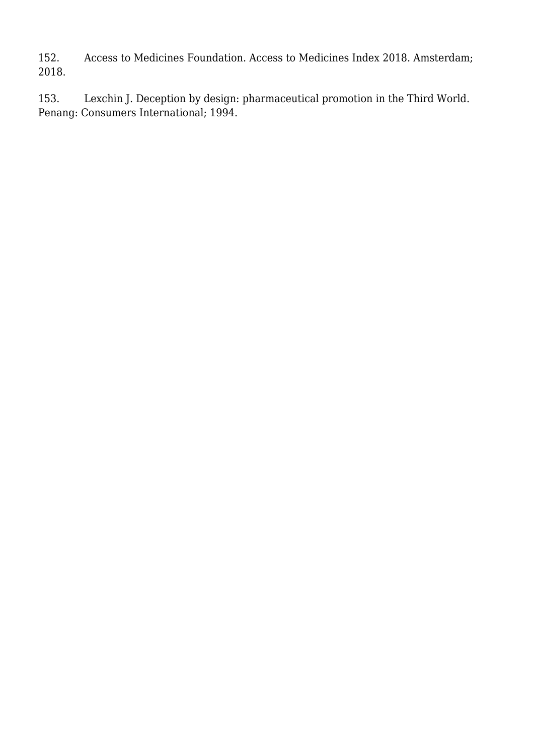152. Access to Medicines Foundation. Access to Medicines Index 2018. Amsterdam; 2018.

153. Lexchin J. Deception by design: pharmaceutical promotion in the Third World. Penang: Consumers International; 1994.